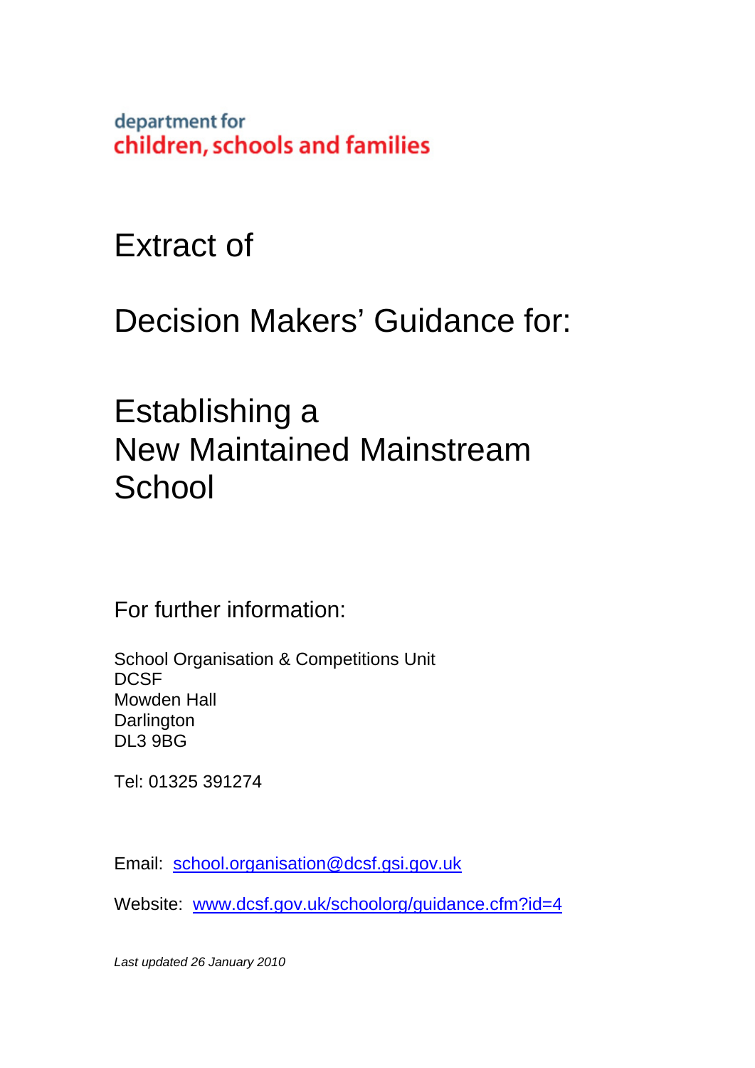department for
children, schools and families

# Extract of

# Decision Makers' Guidance for:

# Establishing a New Maintained Mainstream School

## For further information:

School Organisation & Competitions Unit
DCSF
Mowden Hall
Darlington
DL3 9BG

Tel: 01325 391274

Email: [school.organisation@dcsf.gsi.gov.uk](mailto:school.organisation@dcsf.gsi.gov.uk)

Website: [www.dcsf.gov.uk/schoolorg/guidance.cfm?id=4](http://www.dcsf.gov.uk/schoolorg/guidance.cfm?id=4)

*Last updated 26 January 2010*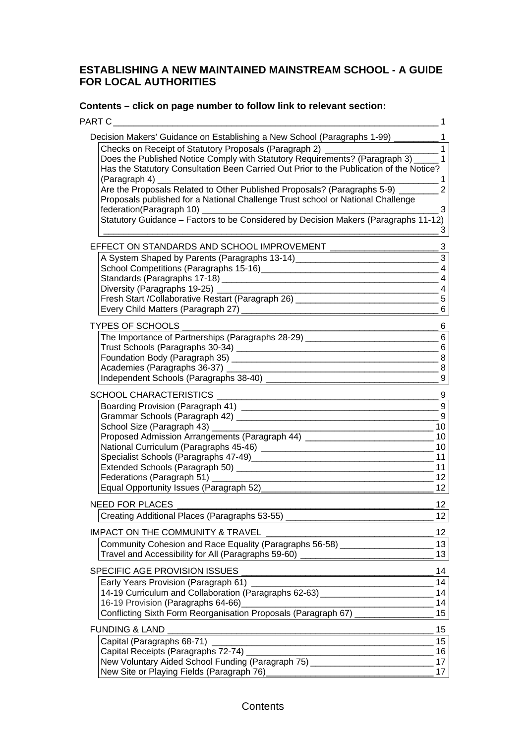# ESTABLISHING A NEW MAINTAINED MAINSTREAM SCHOOL - A GUIDE FOR LOCAL AUTHORITIES

**Contents – click on page number to follow link to relevant section:**

PART C ____ 1

- Decision Makers' Guidance on Establishing a New School (Paragraphs 1-99) ____ 1
  - Checks on Receipt of Statutory Proposals (Paragraph 2) ____ 1
  - Does the Published Notice Comply with Statutory Requirements? (Paragraph 3) ____ 1
  - Has the Statutory Consultation Been Carried Out Prior to the Publication of the Notice? (Paragraph 4) ____ 1
  - Are the Proposals Related to Other Published Proposals? (Paragraphs 5-9) ____ 2
  - Proposals published for a National Challenge Trust school or National Challenge federation(Paragraph 10) ____ 3
  - Statutory Guidance – Factors to be Considered by Decision Makers (Paragraphs 11-12) ____ 3

- EFFECT ON STANDARDS AND SCHOOL IMPROVEMENT ____ 3
  - A System Shaped by Parents (Paragraphs 13-14) ____ 3
  - School Competitions (Paragraphs 15-16) ____ 4
  - Standards (Paragraphs 17-18) ____ 4
  - Diversity (Paragraphs 19-25) ____ 4
  - Fresh Start /Collaborative Restart (Paragraph 26) ____ 5
  - Every Child Matters (Paragraph 27) ____ 6

- TYPES OF SCHOOLS ____ 6
  - The Importance of Partnerships (Paragraphs 28-29) ____ 6
  - Trust Schools (Paragraphs 30-34) ____ 6
  - Foundation Body (Paragraph 35) ____ 8
  - Academies (Paragraphs 36-37) ____ 8
  - Independent Schools (Paragraphs 38-40) ____ 9

- SCHOOL CHARACTERISTICS ____ 9
  - Boarding Provision (Paragraph 41) ____ 9
  - Grammar Schools (Paragraph 42) ____ 9
  - School Size (Paragraph 43) ____ 10
  - Proposed Admission Arrangements (Paragraph 44) ____ 10
  - National Curriculum (Paragraphs 45-46) ____ 10
  - Specialist Schools (Paragraphs 47-49) ____ 11
  - Extended Schools (Paragraph 50) ____ 11
  - Federations (Paragraph 51) ____ 12
  - Equal Opportunity Issues (Paragraph 52) ____ 12

- NEED FOR PLACES ____ 12
  - Creating Additional Places (Paragraphs 53-55) ____ 12

- IMPACT ON THE COMMUNITY & TRAVEL ____ 12
  - Community Cohesion and Race Equality (Paragraphs 56-58) ____ 13
  - Travel and Accessibility for All (Paragraphs 59-60) ____ 13

- SPECIFIC AGE PROVISION ISSUES ____ 14
  - Early Years Provision (Paragraph 61) ____ 14
  - 14-19 Curriculum and Collaboration (Paragraphs 62-63) ____ 14
  - 16-19 Provision (Paragraphs 64-66) ____ 14
  - Conflicting Sixth Form Reorganisation Proposals (Paragraph 67) ____ 15

- FUNDING & LAND ____ 15
  - Capital (Paragraphs 68-71) ____ 15
  - Capital Receipts (Paragraphs 72-74) ____ 16
  - New Voluntary Aided School Funding (Paragraph 75) ____ 17
  - New Site or Playing Fields (Paragraph 76) ____ 17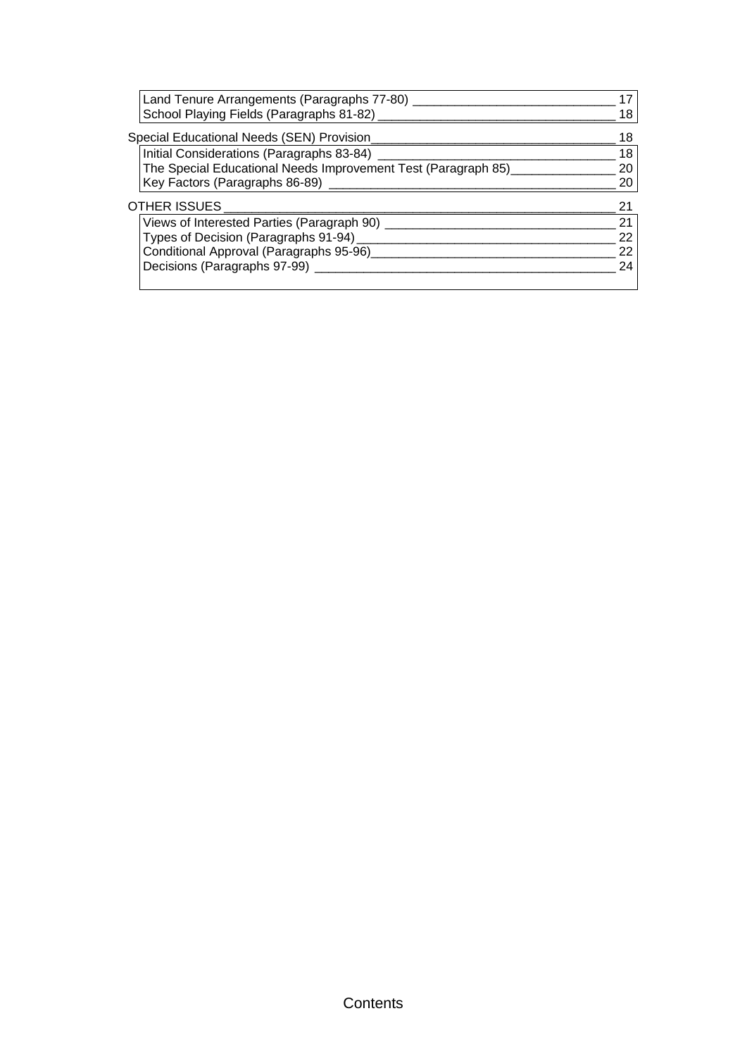| | |
|---|---|
| Land Tenure Arrangements (Paragraphs 77-80) | 17 |
| School Playing Fields (Paragraphs 81-82) | 18 |
| **Special Educational Needs (SEN) Provision** | **18** |
| Initial Considerations (Paragraphs 83-84) | 18 |
| The Special Educational Needs Improvement Test (Paragraph 85) | 20 |
| Key Factors (Paragraphs 86-89) | 20 |
| **OTHER ISSUES** | **21** |
| Views of Interested Parties (Paragraph 90) | 21 |
| Types of Decision (Paragraphs 91-94) | 22 |
| Conditional Approval (Paragraphs 95-96) | 22 |
| Decisions (Paragraphs 97-99) | 24 |

Contents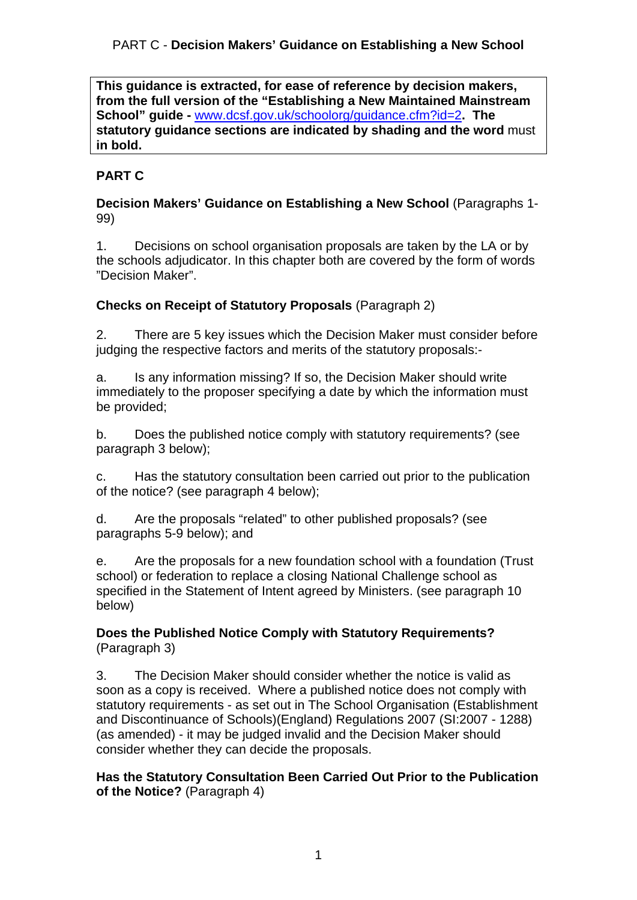PART C - **Decision Makers' Guidance on Establishing a New School**

**This guidance is extracted, for ease of reference by decision makers, from the full version of the "Establishing a New Maintained Mainstream School" guide -** [www.dcsf.gov.uk/schoolorg/guidance.cfm?id=2](www.dcsf.gov.uk/schoolorg/guidance.cfm?id=2)**. The statutory guidance sections are indicated by shading and the word** must **in bold.**

## PART C

**Decision Makers' Guidance on Establishing a New School** (Paragraphs 1-99)

1. Decisions on school organisation proposals are taken by the LA or by the schools adjudicator. In this chapter both are covered by the form of words "Decision Maker".

### Checks on Receipt of Statutory Proposals (Paragraph 2)

2. There are 5 key issues which the Decision Maker must consider before judging the respective factors and merits of the statutory proposals:-

a. Is any information missing? If so, the Decision Maker should write immediately to the proposer specifying a date by which the information must be provided;

b. Does the published notice comply with statutory requirements? (see paragraph 3 below);

c. Has the statutory consultation been carried out prior to the publication of the notice? (see paragraph 4 below);

d. Are the proposals "related" to other published proposals? (see paragraphs 5-9 below); and

e. Are the proposals for a new foundation school with a foundation (Trust school) or federation to replace a closing National Challenge school as specified in the Statement of Intent agreed by Ministers. (see paragraph 10 below)

### Does the Published Notice Comply with Statutory Requirements? (Paragraph 3)

3. The Decision Maker should consider whether the notice is valid as soon as a copy is received. Where a published notice does not comply with statutory requirements - as set out in The School Organisation (Establishment and Discontinuance of Schools)(England) Regulations 2007 (SI:2007 - 1288) (as amended) - it may be judged invalid and the Decision Maker should consider whether they can decide the proposals.

### Has the Statutory Consultation Been Carried Out Prior to the Publication of the Notice? (Paragraph 4)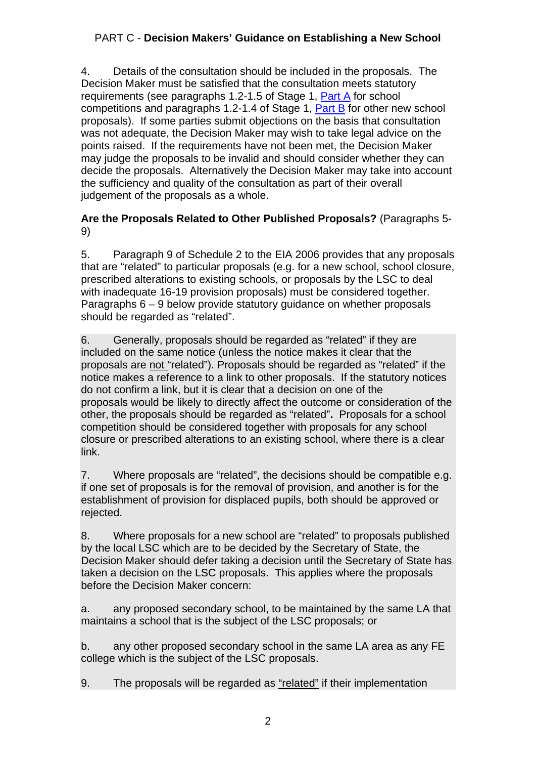4. Details of the consultation should be included in the proposals. The Decision Maker must be satisfied that the consultation meets statutory requirements (see paragraphs 1.2-1.5 of Stage 1, Part A for school competitions and paragraphs 1.2-1.4 of Stage 1, Part B for other new school proposals). If some parties submit objections on the basis that consultation was not adequate, the Decision Maker may wish to take legal advice on the points raised. If the requirements have not been met, the Decision Maker may judge the proposals to be invalid and should consider whether they can decide the proposals. Alternatively the Decision Maker may take into account the sufficiency and quality of the consultation as part of their overall judgement of the proposals as a whole.

**Are the Proposals Related to Other Published Proposals?** (Paragraphs 5-9)

5. Paragraph 9 of Schedule 2 to the EIA 2006 provides that any proposals that are "related" to particular proposals (e.g. for a new school, school closure, prescribed alterations to existing schools, or proposals by the LSC to deal with inadequate 16-19 provision proposals) must be considered together. Paragraphs 6 – 9 below provide statutory guidance on whether proposals should be regarded as "related".

6. Generally, proposals should be regarded as "related" if they are included on the same notice (unless the notice makes it clear that the proposals are not "related"). Proposals should be regarded as "related" if the notice makes a reference to a link to other proposals. If the statutory notices do not confirm a link, but it is clear that a decision on one of the proposals would be likely to directly affect the outcome or consideration of the other, the proposals should be regarded as "related"**.** Proposals for a school competition should be considered together with proposals for any school closure or prescribed alterations to an existing school, where there is a clear link.

7. Where proposals are "related", the decisions should be compatible e.g. if one set of proposals is for the removal of provision, and another is for the establishment of provision for displaced pupils, both should be approved or rejected.

8. Where proposals for a new school are "related" to proposals published by the local LSC which are to be decided by the Secretary of State, the Decision Maker should defer taking a decision until the Secretary of State has taken a decision on the LSC proposals. This applies where the proposals before the Decision Maker concern:

a. any proposed secondary school, to be maintained by the same LA that maintains a school that is the subject of the LSC proposals; or

b. any other proposed secondary school in the same LA area as any FE college which is the subject of the LSC proposals.

9. The proposals will be regarded as "related" if their implementation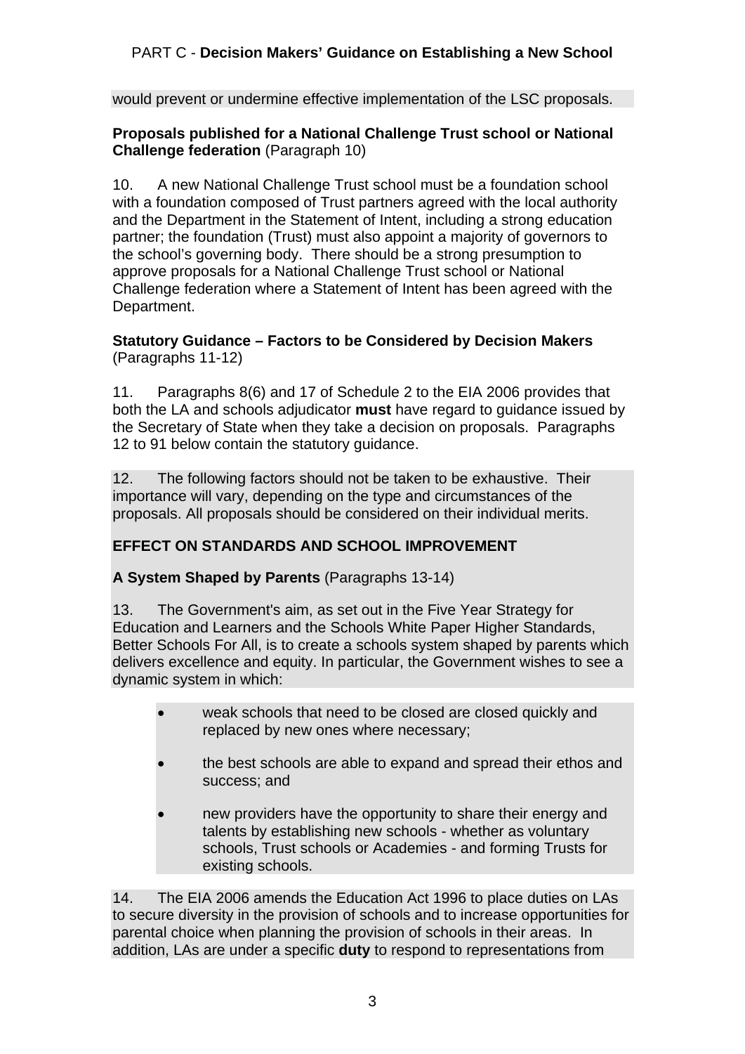would prevent or undermine effective implementation of the LSC proposals.

**Proposals published for a National Challenge Trust school or National Challenge federation** (Paragraph 10)

10. A new National Challenge Trust school must be a foundation school with a foundation composed of Trust partners agreed with the local authority and the Department in the Statement of Intent, including a strong education partner; the foundation (Trust) must also appoint a majority of governors to the school's governing body. There should be a strong presumption to approve proposals for a National Challenge Trust school or National Challenge federation where a Statement of Intent has been agreed with the Department.

**Statutory Guidance – Factors to be Considered by Decision Makers** (Paragraphs 11-12)

11. Paragraphs 8(6) and 17 of Schedule 2 to the EIA 2006 provides that both the LA and schools adjudicator **must** have regard to guidance issued by the Secretary of State when they take a decision on proposals. Paragraphs 12 to 91 below contain the statutory guidance.

12. The following factors should not be taken to be exhaustive. Their importance will vary, depending on the type and circumstances of the proposals. All proposals should be considered on their individual merits.

**EFFECT ON STANDARDS AND SCHOOL IMPROVEMENT**

**A System Shaped by Parents** (Paragraphs 13-14)

13. The Government's aim, as set out in the Five Year Strategy for Education and Learners and the Schools White Paper Higher Standards, Better Schools For All, is to create a schools system shaped by parents which delivers excellence and equity. In particular, the Government wishes to see a dynamic system in which:

- weak schools that need to be closed are closed quickly and replaced by new ones where necessary;
- the best schools are able to expand and spread their ethos and success; and
- new providers have the opportunity to share their energy and talents by establishing new schools - whether as voluntary schools, Trust schools or Academies - and forming Trusts for existing schools.

14. The EIA 2006 amends the Education Act 1996 to place duties on LAs to secure diversity in the provision of schools and to increase opportunities for parental choice when planning the provision of schools in their areas. In addition, LAs are under a specific **duty** to respond to representations from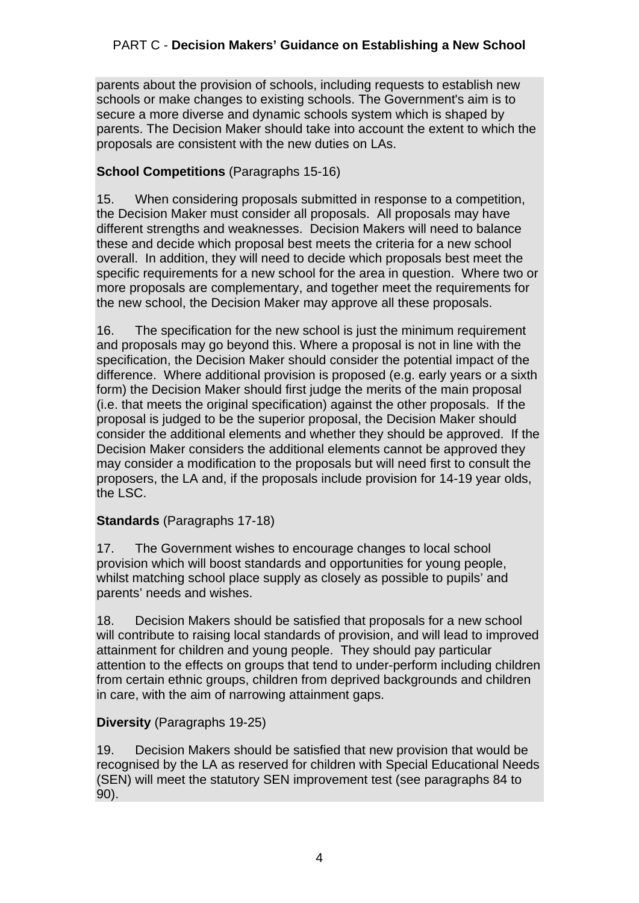parents about the provision of schools, including requests to establish new schools or make changes to existing schools. The Government's aim is to secure a more diverse and dynamic schools system which is shaped by parents. The Decision Maker should take into account the extent to which the proposals are consistent with the new duties on LAs.

**School Competitions** (Paragraphs 15-16)

15. When considering proposals submitted in response to a competition, the Decision Maker must consider all proposals. All proposals may have different strengths and weaknesses. Decision Makers will need to balance these and decide which proposal best meets the criteria for a new school overall. In addition, they will need to decide which proposals best meet the specific requirements for a new school for the area in question. Where two or more proposals are complementary, and together meet the requirements for the new school, the Decision Maker may approve all these proposals.

16. The specification for the new school is just the minimum requirement and proposals may go beyond this. Where a proposal is not in line with the specification, the Decision Maker should consider the potential impact of the difference. Where additional provision is proposed (e.g. early years or a sixth form) the Decision Maker should first judge the merits of the main proposal (i.e. that meets the original specification) against the other proposals. If the proposal is judged to be the superior proposal, the Decision Maker should consider the additional elements and whether they should be approved. If the Decision Maker considers the additional elements cannot be approved they may consider a modification to the proposals but will need first to consult the proposers, the LA and, if the proposals include provision for 14-19 year olds, the LSC.

**Standards** (Paragraphs 17-18)

17. The Government wishes to encourage changes to local school provision which will boost standards and opportunities for young people, whilst matching school place supply as closely as possible to pupils' and parents' needs and wishes.

18. Decision Makers should be satisfied that proposals for a new school will contribute to raising local standards of provision, and will lead to improved attainment for children and young people. They should pay particular attention to the effects on groups that tend to under-perform including children from certain ethnic groups, children from deprived backgrounds and children in care, with the aim of narrowing attainment gaps.

**Diversity** (Paragraphs 19-25)

19. Decision Makers should be satisfied that new provision that would be recognised by the LA as reserved for children with Special Educational Needs (SEN) will meet the statutory SEN improvement test (see paragraphs 84 to 90).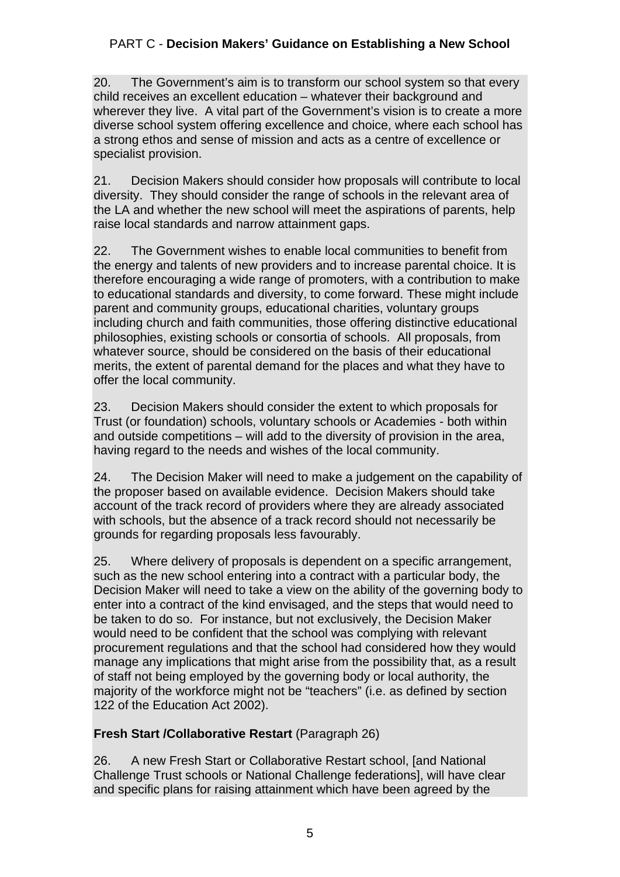20. The Government's aim is to transform our school system so that every child receives an excellent education – whatever their background and wherever they live. A vital part of the Government's vision is to create a more diverse school system offering excellence and choice, where each school has a strong ethos and sense of mission and acts as a centre of excellence or specialist provision.

21. Decision Makers should consider how proposals will contribute to local diversity. They should consider the range of schools in the relevant area of the LA and whether the new school will meet the aspirations of parents, help raise local standards and narrow attainment gaps.

22. The Government wishes to enable local communities to benefit from the energy and talents of new providers and to increase parental choice. It is therefore encouraging a wide range of promoters, with a contribution to make to educational standards and diversity, to come forward. These might include parent and community groups, educational charities, voluntary groups including church and faith communities, those offering distinctive educational philosophies, existing schools or consortia of schools. All proposals, from whatever source, should be considered on the basis of their educational merits, the extent of parental demand for the places and what they have to offer the local community.

23. Decision Makers should consider the extent to which proposals for Trust (or foundation) schools, voluntary schools or Academies - both within and outside competitions – will add to the diversity of provision in the area, having regard to the needs and wishes of the local community.

24. The Decision Maker will need to make a judgement on the capability of the proposer based on available evidence. Decision Makers should take account of the track record of providers where they are already associated with schools, but the absence of a track record should not necessarily be grounds for regarding proposals less favourably.

25. Where delivery of proposals is dependent on a specific arrangement, such as the new school entering into a contract with a particular body, the Decision Maker will need to take a view on the ability of the governing body to enter into a contract of the kind envisaged, and the steps that would need to be taken to do so. For instance, but not exclusively, the Decision Maker would need to be confident that the school was complying with relevant procurement regulations and that the school had considered how they would manage any implications that might arise from the possibility that, as a result of staff not being employed by the governing body or local authority, the majority of the workforce might not be "teachers" (i.e. as defined by section 122 of the Education Act 2002).

**Fresh Start /Collaborative Restart** (Paragraph 26)

26. A new Fresh Start or Collaborative Restart school, [and National Challenge Trust schools or National Challenge federations], will have clear and specific plans for raising attainment which have been agreed by the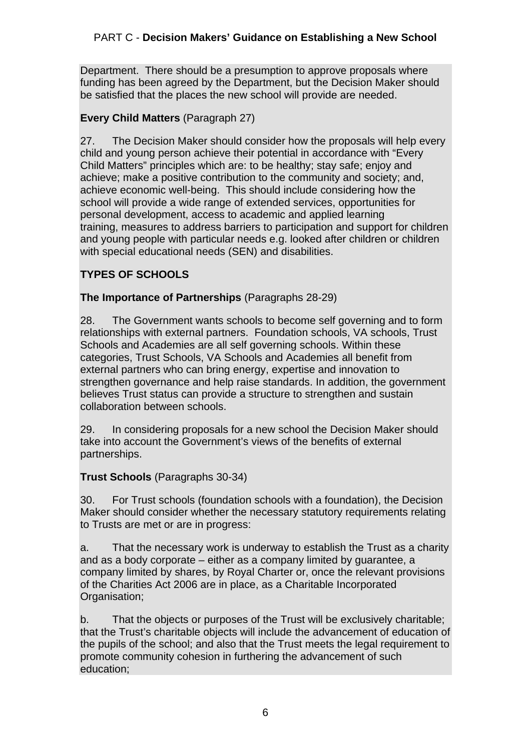Department. There should be a presumption to approve proposals where funding has been agreed by the Department, but the Decision Maker should be satisfied that the places the new school will provide are needed.

**Every Child Matters** (Paragraph 27)

27. The Decision Maker should consider how the proposals will help every child and young person achieve their potential in accordance with "Every Child Matters" principles which are: to be healthy; stay safe; enjoy and achieve; make a positive contribution to the community and society; and, achieve economic well-being. This should include considering how the school will provide a wide range of extended services, opportunities for personal development, access to academic and applied learning training, measures to address barriers to participation and support for children and young people with particular needs e.g. looked after children or children with special educational needs (SEN) and disabilities.

## TYPES OF SCHOOLS

**The Importance of Partnerships** (Paragraphs 28-29)

28. The Government wants schools to become self governing and to form relationships with external partners. Foundation schools, VA schools, Trust Schools and Academies are all self governing schools. Within these categories, Trust Schools, VA Schools and Academies all benefit from external partners who can bring energy, expertise and innovation to strengthen governance and help raise standards. In addition, the government believes Trust status can provide a structure to strengthen and sustain collaboration between schools.

29. In considering proposals for a new school the Decision Maker should take into account the Government's views of the benefits of external partnerships.

**Trust Schools** (Paragraphs 30-34)

30. For Trust schools (foundation schools with a foundation), the Decision Maker should consider whether the necessary statutory requirements relating to Trusts are met or are in progress:

a. That the necessary work is underway to establish the Trust as a charity and as a body corporate – either as a company limited by guarantee, a company limited by shares, by Royal Charter or, once the relevant provisions of the Charities Act 2006 are in place, as a Charitable Incorporated Organisation;

b. That the objects or purposes of the Trust will be exclusively charitable; that the Trust's charitable objects will include the advancement of education of the pupils of the school; and also that the Trust meets the legal requirement to promote community cohesion in furthering the advancement of such education;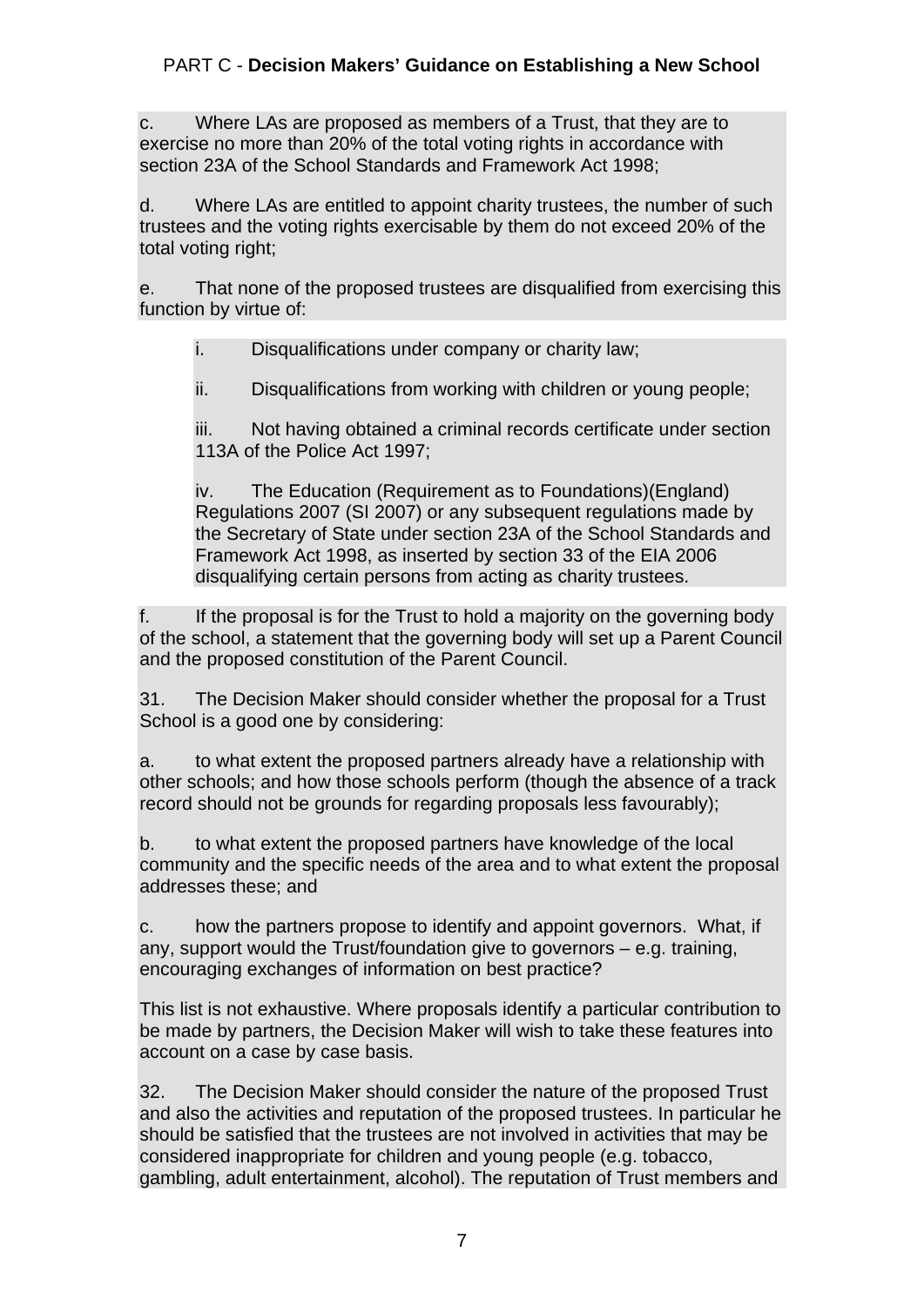c. Where LAs are proposed as members of a Trust, that they are to exercise no more than 20% of the total voting rights in accordance with section 23A of the School Standards and Framework Act 1998;

d. Where LAs are entitled to appoint charity trustees, the number of such trustees and the voting rights exercisable by them do not exceed 20% of the total voting right;

e. That none of the proposed trustees are disqualified from exercising this function by virtue of:

> i. Disqualifications under company or charity law;
>
> ii. Disqualifications from working with children or young people;
>
> iii. Not having obtained a criminal records certificate under section 113A of the Police Act 1997;
>
> iv. The Education (Requirement as to Foundations)(England) Regulations 2007 (SI 2007) or any subsequent regulations made by the Secretary of State under section 23A of the School Standards and Framework Act 1998, as inserted by section 33 of the EIA 2006 disqualifying certain persons from acting as charity trustees.

f. If the proposal is for the Trust to hold a majority on the governing body of the school, a statement that the governing body will set up a Parent Council and the proposed constitution of the Parent Council.

31. The Decision Maker should consider whether the proposal for a Trust School is a good one by considering:

a. to what extent the proposed partners already have a relationship with other schools; and how those schools perform (though the absence of a track record should not be grounds for regarding proposals less favourably);

b. to what extent the proposed partners have knowledge of the local community and the specific needs of the area and to what extent the proposal addresses these; and

c. how the partners propose to identify and appoint governors. What, if any, support would the Trust/foundation give to governors – e.g. training, encouraging exchanges of information on best practice?

This list is not exhaustive. Where proposals identify a particular contribution to be made by partners, the Decision Maker will wish to take these features into account on a case by case basis.

32. The Decision Maker should consider the nature of the proposed Trust and also the activities and reputation of the proposed trustees. In particular he should be satisfied that the trustees are not involved in activities that may be considered inappropriate for children and young people (e.g. tobacco, gambling, adult entertainment, alcohol). The reputation of Trust members and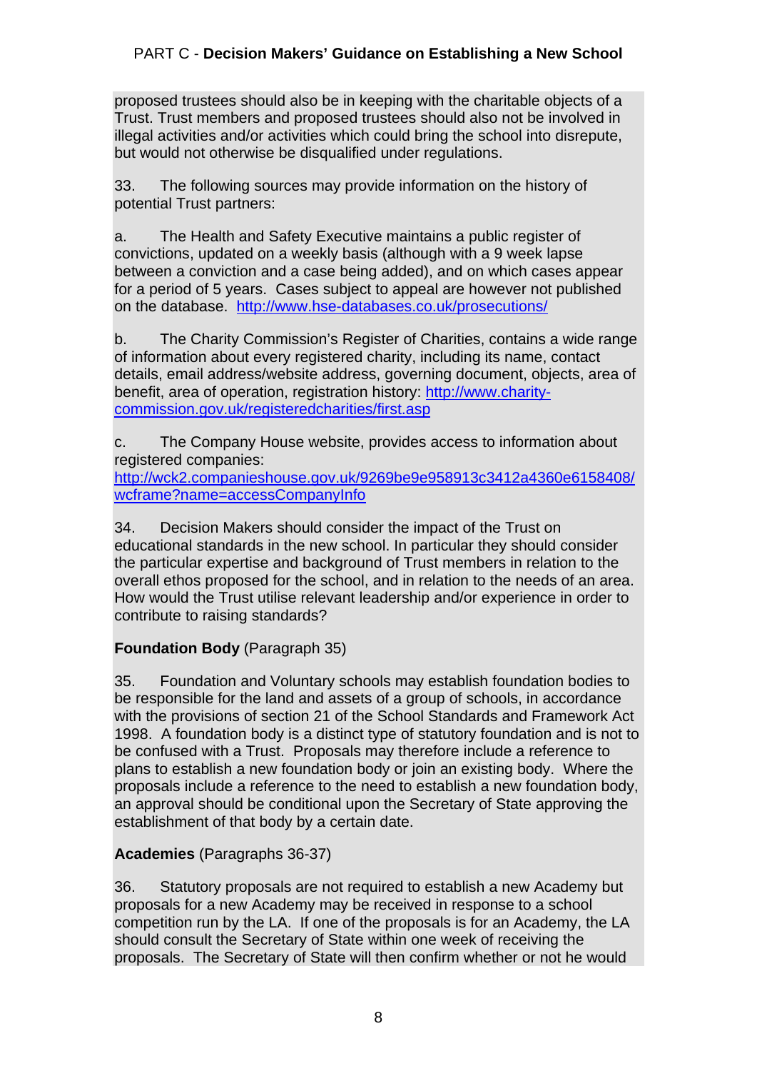proposed trustees should also be in keeping with the charitable objects of a Trust. Trust members and proposed trustees should also not be involved in illegal activities and/or activities which could bring the school into disrepute, but would not otherwise be disqualified under regulations.

33. The following sources may provide information on the history of potential Trust partners:

a. The Health and Safety Executive maintains a public register of convictions, updated on a weekly basis (although with a 9 week lapse between a conviction and a case being added), and on which cases appear for a period of 5 years. Cases subject to appeal are however not published on the database. http://www.hse-databases.co.uk/prosecutions/

b. The Charity Commission's Register of Charities, contains a wide range of information about every registered charity, including its name, contact details, email address/website address, governing document, objects, area of benefit, area of operation, registration history: http://www.charity-commission.gov.uk/registeredcharities/first.asp

c. The Company House website, provides access to information about registered companies: http://wck2.companieshouse.gov.uk/9269be9e958913c3412a4360e6158408/wcframe?name=accessCompanyInfo

34. Decision Makers should consider the impact of the Trust on educational standards in the new school. In particular they should consider the particular expertise and background of Trust members in relation to the overall ethos proposed for the school, and in relation to the needs of an area. How would the Trust utilise relevant leadership and/or experience in order to contribute to raising standards?

**Foundation Body** (Paragraph 35)

35. Foundation and Voluntary schools may establish foundation bodies to be responsible for the land and assets of a group of schools, in accordance with the provisions of section 21 of the School Standards and Framework Act 1998. A foundation body is a distinct type of statutory foundation and is not to be confused with a Trust. Proposals may therefore include a reference to plans to establish a new foundation body or join an existing body. Where the proposals include a reference to the need to establish a new foundation body, an approval should be conditional upon the Secretary of State approving the establishment of that body by a certain date.

**Academies** (Paragraphs 36-37)

36. Statutory proposals are not required to establish a new Academy but proposals for a new Academy may be received in response to a school competition run by the LA. If one of the proposals is for an Academy, the LA should consult the Secretary of State within one week of receiving the proposals. The Secretary of State will then confirm whether or not he would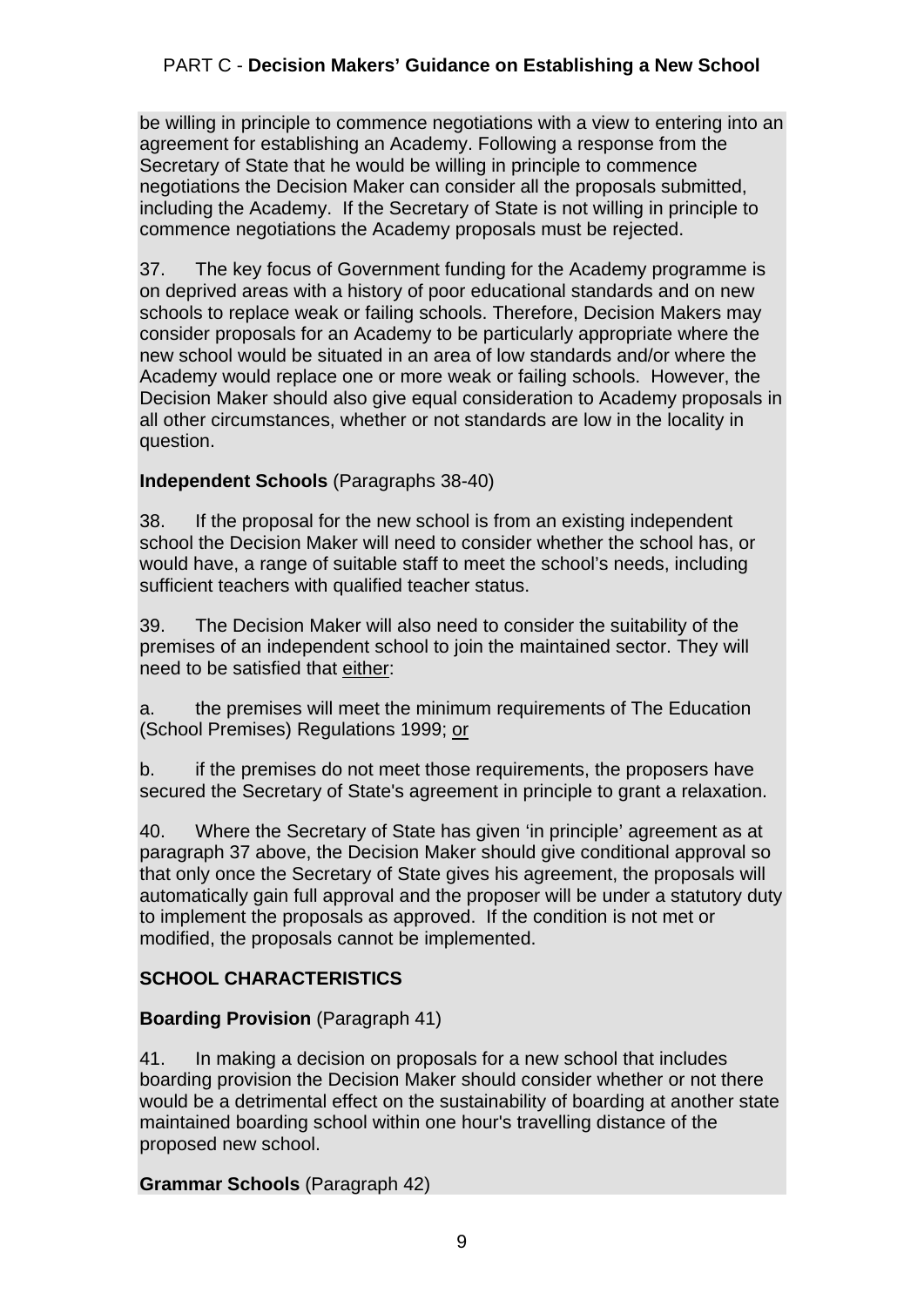be willing in principle to commence negotiations with a view to entering into an agreement for establishing an Academy. Following a response from the Secretary of State that he would be willing in principle to commence negotiations the Decision Maker can consider all the proposals submitted, including the Academy. If the Secretary of State is not willing in principle to commence negotiations the Academy proposals must be rejected.

37. The key focus of Government funding for the Academy programme is on deprived areas with a history of poor educational standards and on new schools to replace weak or failing schools. Therefore, Decision Makers may consider proposals for an Academy to be particularly appropriate where the new school would be situated in an area of low standards and/or where the Academy would replace one or more weak or failing schools. However, the Decision Maker should also give equal consideration to Academy proposals in all other circumstances, whether or not standards are low in the locality in question.

**Independent Schools** (Paragraphs 38-40)

38. If the proposal for the new school is from an existing independent school the Decision Maker will need to consider whether the school has, or would have, a range of suitable staff to meet the school's needs, including sufficient teachers with qualified teacher status.

39. The Decision Maker will also need to consider the suitability of the premises of an independent school to join the maintained sector. They will need to be satisfied that either:

a. the premises will meet the minimum requirements of The Education (School Premises) Regulations 1999; or

b. if the premises do not meet those requirements, the proposers have secured the Secretary of State's agreement in principle to grant a relaxation.

40. Where the Secretary of State has given 'in principle' agreement as at paragraph 37 above, the Decision Maker should give conditional approval so that only once the Secretary of State gives his agreement, the proposals will automatically gain full approval and the proposer will be under a statutory duty to implement the proposals as approved. If the condition is not met or modified, the proposals cannot be implemented.

## SCHOOL CHARACTERISTICS

**Boarding Provision** (Paragraph 41)

41. In making a decision on proposals for a new school that includes boarding provision the Decision Maker should consider whether or not there would be a detrimental effect on the sustainability of boarding at another state maintained boarding school within one hour's travelling distance of the proposed new school.

**Grammar Schools** (Paragraph 42)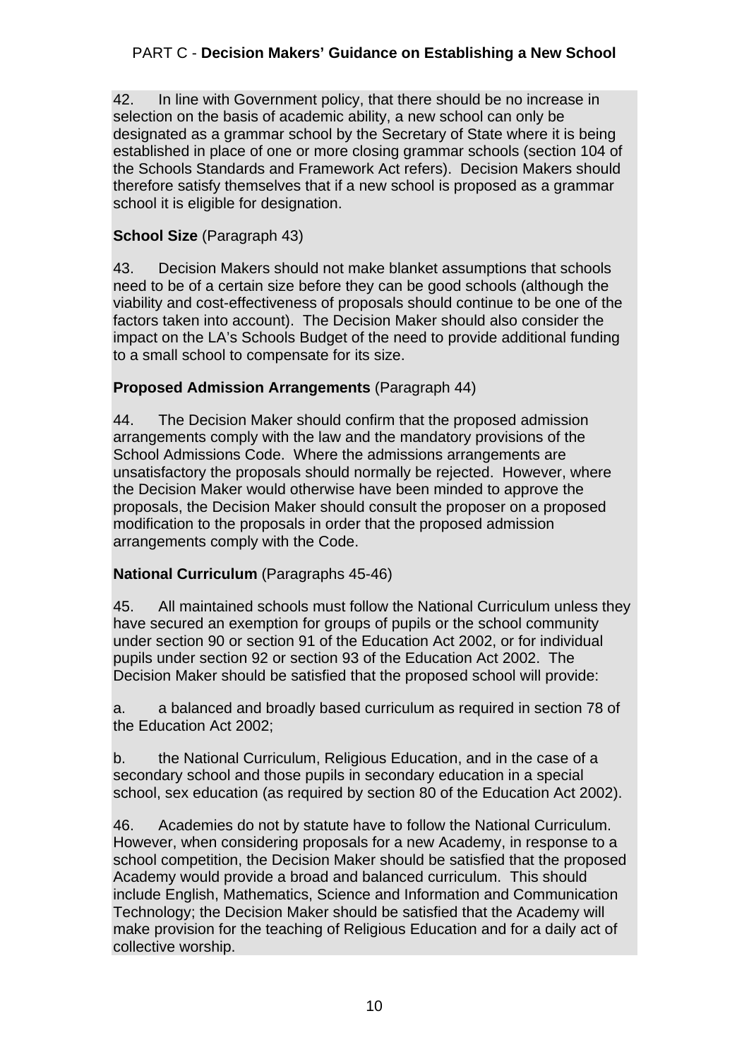42. In line with Government policy, that there should be no increase in selection on the basis of academic ability, a new school can only be designated as a grammar school by the Secretary of State where it is being established in place of one or more closing grammar schools (section 104 of the Schools Standards and Framework Act refers). Decision Makers should therefore satisfy themselves that if a new school is proposed as a grammar school it is eligible for designation.

**School Size** (Paragraph 43)

43. Decision Makers should not make blanket assumptions that schools need to be of a certain size before they can be good schools (although the viability and cost-effectiveness of proposals should continue to be one of the factors taken into account). The Decision Maker should also consider the impact on the LA's Schools Budget of the need to provide additional funding to a small school to compensate for its size.

**Proposed Admission Arrangements** (Paragraph 44)

44. The Decision Maker should confirm that the proposed admission arrangements comply with the law and the mandatory provisions of the School Admissions Code. Where the admissions arrangements are unsatisfactory the proposals should normally be rejected. However, where the Decision Maker would otherwise have been minded to approve the proposals, the Decision Maker should consult the proposer on a proposed modification to the proposals in order that the proposed admission arrangements comply with the Code.

**National Curriculum** (Paragraphs 45-46)

45. All maintained schools must follow the National Curriculum unless they have secured an exemption for groups of pupils or the school community under section 90 or section 91 of the Education Act 2002, or for individual pupils under section 92 or section 93 of the Education Act 2002. The Decision Maker should be satisfied that the proposed school will provide:

a. a balanced and broadly based curriculum as required in section 78 of the Education Act 2002;

b. the National Curriculum, Religious Education, and in the case of a secondary school and those pupils in secondary education in a special school, sex education (as required by section 80 of the Education Act 2002).

46. Academies do not by statute have to follow the National Curriculum. However, when considering proposals for a new Academy, in response to a school competition, the Decision Maker should be satisfied that the proposed Academy would provide a broad and balanced curriculum. This should include English, Mathematics, Science and Information and Communication Technology; the Decision Maker should be satisfied that the Academy will make provision for the teaching of Religious Education and for a daily act of collective worship.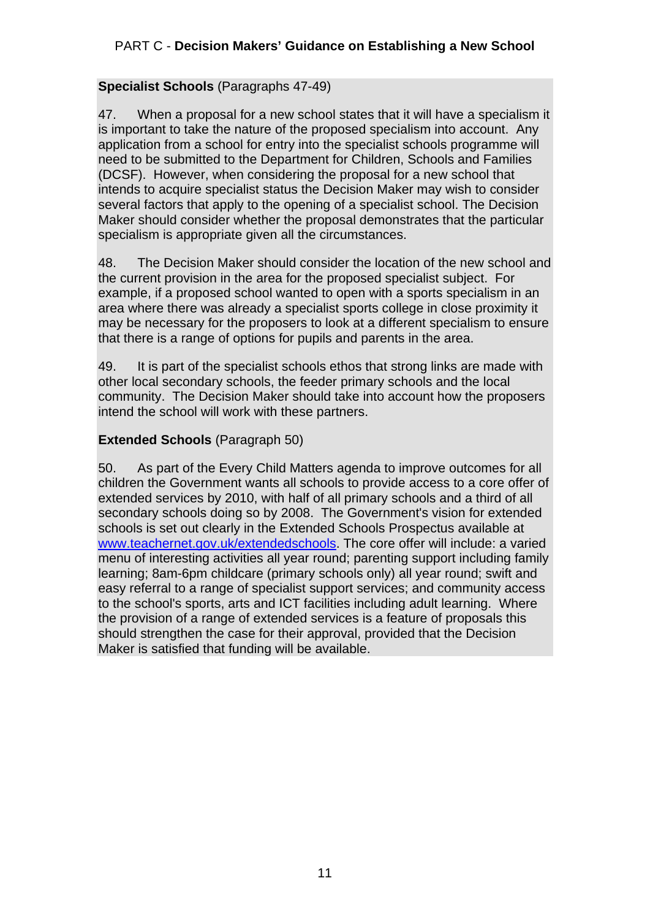**Specialist Schools** (Paragraphs 47-49)

47. When a proposal for a new school states that it will have a specialism it is important to take the nature of the proposed specialism into account. Any application from a school for entry into the specialist schools programme will need to be submitted to the Department for Children, Schools and Families (DCSF). However, when considering the proposal for a new school that intends to acquire specialist status the Decision Maker may wish to consider several factors that apply to the opening of a specialist school. The Decision Maker should consider whether the proposal demonstrates that the particular specialism is appropriate given all the circumstances.

48. The Decision Maker should consider the location of the new school and the current provision in the area for the proposed specialist subject. For example, if a proposed school wanted to open with a sports specialism in an area where there was already a specialist sports college in close proximity it may be necessary for the proposers to look at a different specialism to ensure that there is a range of options for pupils and parents in the area.

49. It is part of the specialist schools ethos that strong links are made with other local secondary schools, the feeder primary schools and the local community. The Decision Maker should take into account how the proposers intend the school will work with these partners.

**Extended Schools** (Paragraph 50)

50. As part of the Every Child Matters agenda to improve outcomes for all children the Government wants all schools to provide access to a core offer of extended services by 2010, with half of all primary schools and a third of all secondary schools doing so by 2008. The Government's vision for extended schools is set out clearly in the Extended Schools Prospectus available at www.teachernet.gov.uk/extendedschools. The core offer will include: a varied menu of interesting activities all year round; parenting support including family learning; 8am-6pm childcare (primary schools only) all year round; swift and easy referral to a range of specialist support services; and community access to the school's sports, arts and ICT facilities including adult learning. Where the provision of a range of extended services is a feature of proposals this should strengthen the case for their approval, provided that the Decision Maker is satisfied that funding will be available.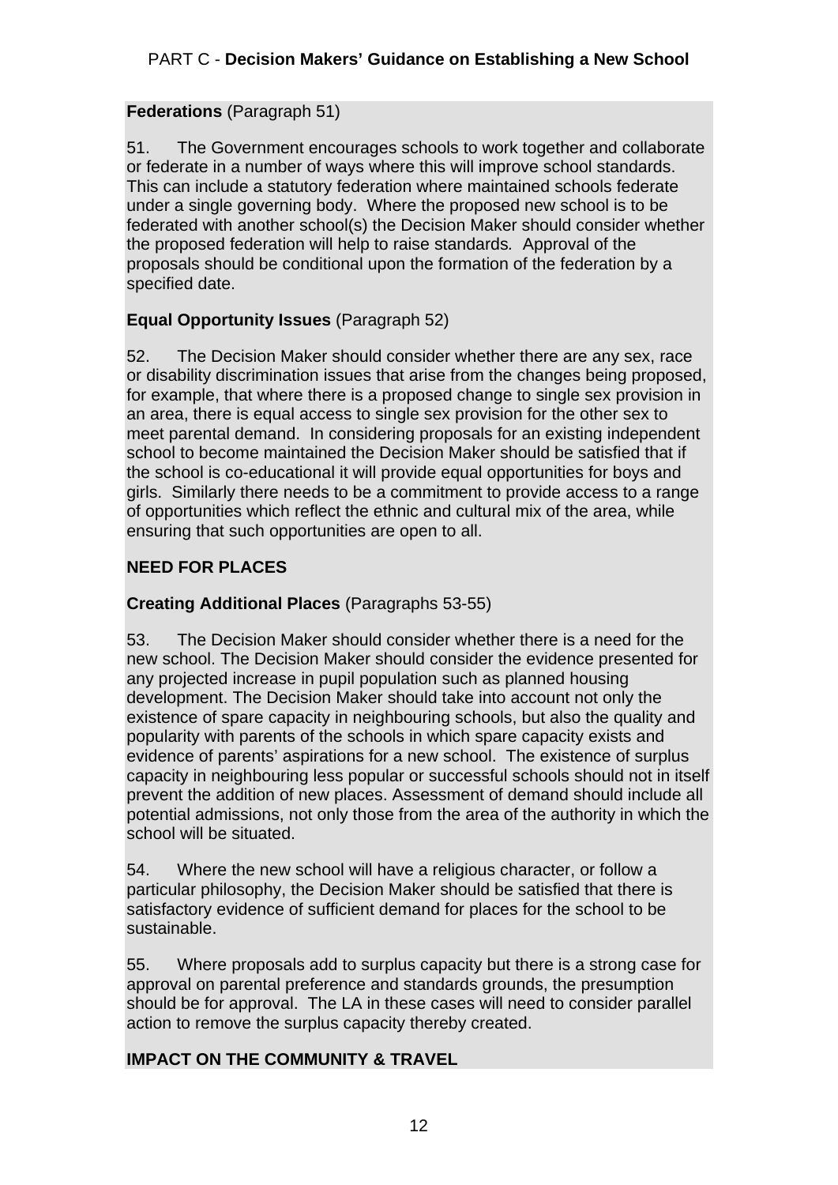**Federations** (Paragraph 51)

51. The Government encourages schools to work together and collaborate or federate in a number of ways where this will improve school standards. This can include a statutory federation where maintained schools federate under a single governing body. Where the proposed new school is to be federated with another school(s) the Decision Maker should consider whether the proposed federation will help to raise standards. Approval of the proposals should be conditional upon the formation of the federation by a specified date.

**Equal Opportunity Issues** (Paragraph 52)

52. The Decision Maker should consider whether there are any sex, race or disability discrimination issues that arise from the changes being proposed, for example, that where there is a proposed change to single sex provision in an area, there is equal access to single sex provision for the other sex to meet parental demand. In considering proposals for an existing independent school to become maintained the Decision Maker should be satisfied that if the school is co-educational it will provide equal opportunities for boys and girls. Similarly there needs to be a commitment to provide access to a range of opportunities which reflect the ethnic and cultural mix of the area, while ensuring that such opportunities are open to all.

**NEED FOR PLACES**

**Creating Additional Places** (Paragraphs 53-55)

53. The Decision Maker should consider whether there is a need for the new school. The Decision Maker should consider the evidence presented for any projected increase in pupil population such as planned housing development. The Decision Maker should take into account not only the existence of spare capacity in neighbouring schools, but also the quality and popularity with parents of the schools in which spare capacity exists and evidence of parents' aspirations for a new school. The existence of surplus capacity in neighbouring less popular or successful schools should not in itself prevent the addition of new places. Assessment of demand should include all potential admissions, not only those from the area of the authority in which the school will be situated.

54. Where the new school will have a religious character, or follow a particular philosophy, the Decision Maker should be satisfied that there is satisfactory evidence of sufficient demand for places for the school to be sustainable.

55. Where proposals add to surplus capacity but there is a strong case for approval on parental preference and standards grounds, the presumption should be for approval. The LA in these cases will need to consider parallel action to remove the surplus capacity thereby created.

**IMPACT ON THE COMMUNITY & TRAVEL**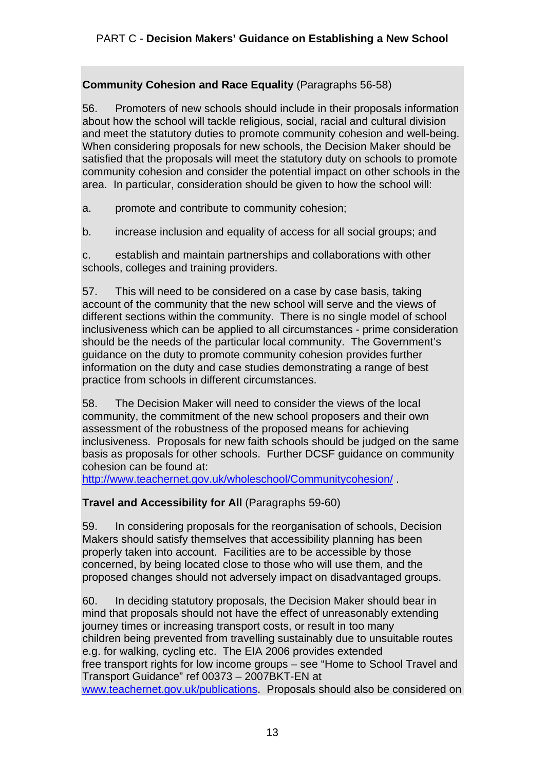**Community Cohesion and Race Equality** (Paragraphs 56-58)

56. Promoters of new schools should include in their proposals information about how the school will tackle religious, social, racial and cultural division and meet the statutory duties to promote community cohesion and well-being. When considering proposals for new schools, the Decision Maker should be satisfied that the proposals will meet the statutory duty on schools to promote community cohesion and consider the potential impact on other schools in the area. In particular, consideration should be given to how the school will:

a. promote and contribute to community cohesion;

b. increase inclusion and equality of access for all social groups; and

c. establish and maintain partnerships and collaborations with other schools, colleges and training providers.

57. This will need to be considered on a case by case basis, taking account of the community that the new school will serve and the views of different sections within the community. There is no single model of school inclusiveness which can be applied to all circumstances - prime consideration should be the needs of the particular local community. The Government's guidance on the duty to promote community cohesion provides further information on the duty and case studies demonstrating a range of best practice from schools in different circumstances.

58. The Decision Maker will need to consider the views of the local community, the commitment of the new school proposers and their own assessment of the robustness of the proposed means for achieving inclusiveness. Proposals for new faith schools should be judged on the same basis as proposals for other schools. Further DCSF guidance on community cohesion can be found at: http://www.teachernet.gov.uk/wholeschool/Communitycohesion/ .

**Travel and Accessibility for All** (Paragraphs 59-60)

59. In considering proposals for the reorganisation of schools, Decision Makers should satisfy themselves that accessibility planning has been properly taken into account. Facilities are to be accessible by those concerned, by being located close to those who will use them, and the proposed changes should not adversely impact on disadvantaged groups.

60. In deciding statutory proposals, the Decision Maker should bear in mind that proposals should not have the effect of unreasonably extending journey times or increasing transport costs, or result in too many children being prevented from travelling sustainably due to unsuitable routes e.g. for walking, cycling etc. The EIA 2006 provides extended free transport rights for low income groups – see "Home to School Travel and Transport Guidance" ref 00373 – 2007BKT-EN at www.teachernet.gov.uk/publications. Proposals should also be considered on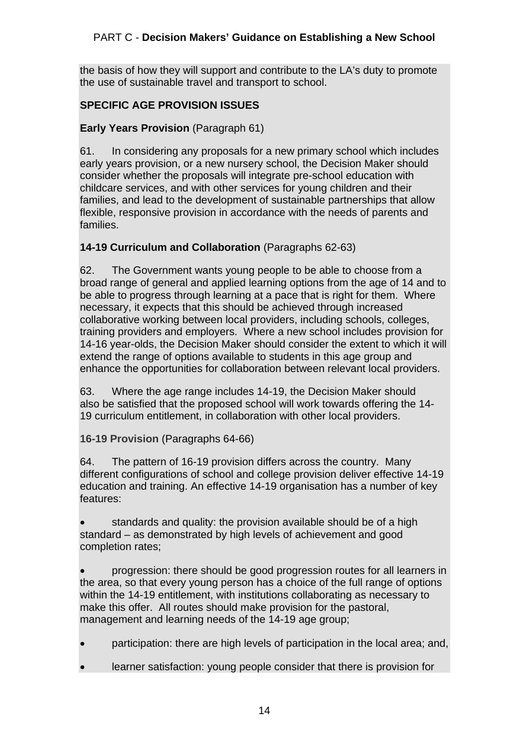the basis of how they will support and contribute to the LA's duty to promote the use of sustainable travel and transport to school.

## SPECIFIC AGE PROVISION ISSUES

**Early Years Provision** (Paragraph 61)

61. In considering any proposals for a new primary school which includes early years provision, or a new nursery school, the Decision Maker should consider whether the proposals will integrate pre-school education with childcare services, and with other services for young children and their families, and lead to the development of sustainable partnerships that allow flexible, responsive provision in accordance with the needs of parents and families.

**14-19 Curriculum and Collaboration** (Paragraphs 62-63)

62. The Government wants young people to be able to choose from a broad range of general and applied learning options from the age of 14 and to be able to progress through learning at a pace that is right for them. Where necessary, it expects that this should be achieved through increased collaborative working between local providers, including schools, colleges, training providers and employers. Where a new school includes provision for 14-16 year-olds, the Decision Maker should consider the extent to which it will extend the range of options available to students in this age group and enhance the opportunities for collaboration between relevant local providers.

63. Where the age range includes 14-19, the Decision Maker should also be satisfied that the proposed school will work towards offering the 14-19 curriculum entitlement, in collaboration with other local providers.

**16-19 Provision** (Paragraphs 64-66)

64. The pattern of 16-19 provision differs across the country. Many different configurations of school and college provision deliver effective 14-19 education and training. An effective 14-19 organisation has a number of key features:

- standards and quality: the provision available should be of a high standard – as demonstrated by high levels of achievement and good completion rates;

- progression: there should be good progression routes for all learners in the area, so that every young person has a choice of the full range of options within the 14-19 entitlement, with institutions collaborating as necessary to make this offer. All routes should make provision for the pastoral, management and learning needs of the 14-19 age group;

- participation: there are high levels of participation in the local area; and,

- learner satisfaction: young people consider that there is provision for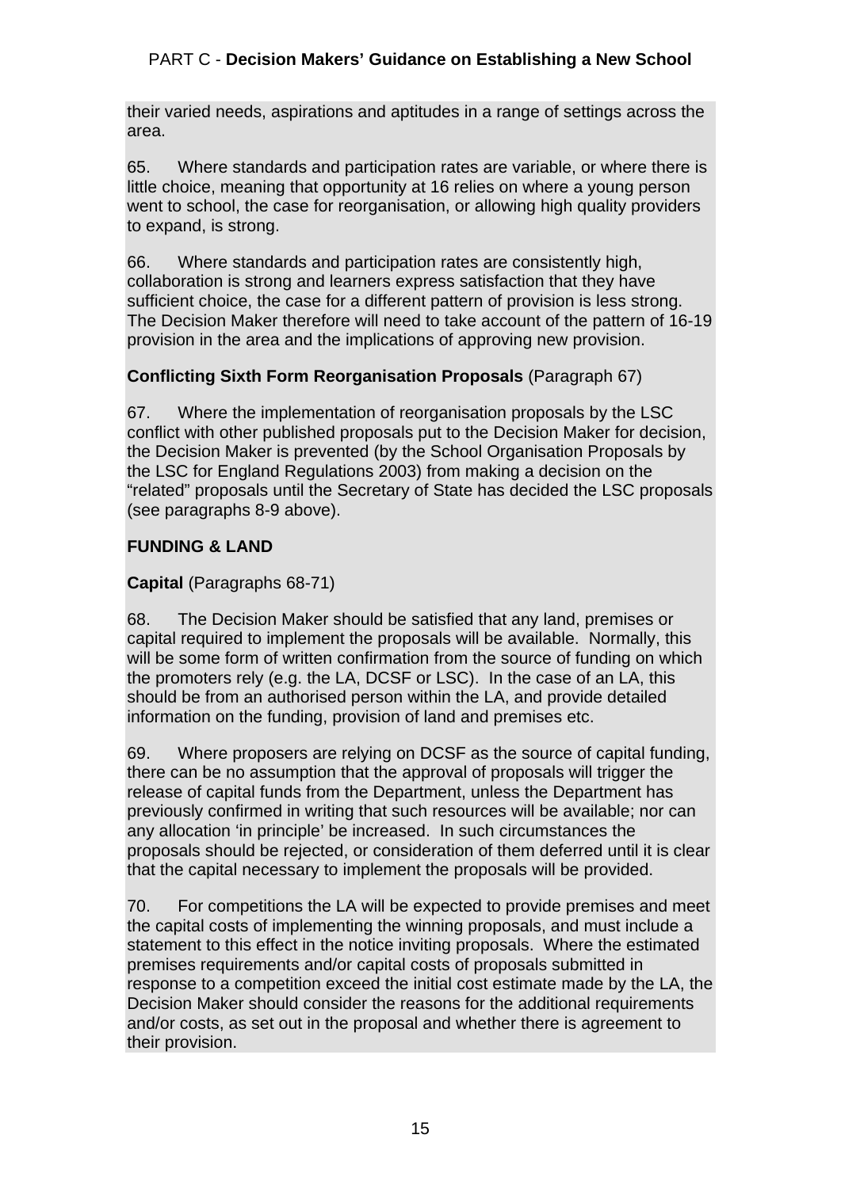their varied needs, aspirations and aptitudes in a range of settings across the area.

65. Where standards and participation rates are variable, or where there is little choice, meaning that opportunity at 16 relies on where a young person went to school, the case for reorganisation, or allowing high quality providers to expand, is strong.

66. Where standards and participation rates are consistently high, collaboration is strong and learners express satisfaction that they have sufficient choice, the case for a different pattern of provision is less strong. The Decision Maker therefore will need to take account of the pattern of 16-19 provision in the area and the implications of approving new provision.

**Conflicting Sixth Form Reorganisation Proposals** (Paragraph 67)

67. Where the implementation of reorganisation proposals by the LSC conflict with other published proposals put to the Decision Maker for decision, the Decision Maker is prevented (by the School Organisation Proposals by the LSC for England Regulations 2003) from making a decision on the "related" proposals until the Secretary of State has decided the LSC proposals (see paragraphs 8-9 above).

**FUNDING & LAND**

**Capital** (Paragraphs 68-71)

68. The Decision Maker should be satisfied that any land, premises or capital required to implement the proposals will be available. Normally, this will be some form of written confirmation from the source of funding on which the promoters rely (e.g. the LA, DCSF or LSC). In the case of an LA, this should be from an authorised person within the LA, and provide detailed information on the funding, provision of land and premises etc.

69. Where proposers are relying on DCSF as the source of capital funding, there can be no assumption that the approval of proposals will trigger the release of capital funds from the Department, unless the Department has previously confirmed in writing that such resources will be available; nor can any allocation 'in principle' be increased. In such circumstances the proposals should be rejected, or consideration of them deferred until it is clear that the capital necessary to implement the proposals will be provided.

70. For competitions the LA will be expected to provide premises and meet the capital costs of implementing the winning proposals, and must include a statement to this effect in the notice inviting proposals. Where the estimated premises requirements and/or capital costs of proposals submitted in response to a competition exceed the initial cost estimate made by the LA, the Decision Maker should consider the reasons for the additional requirements and/or costs, as set out in the proposal and whether there is agreement to their provision.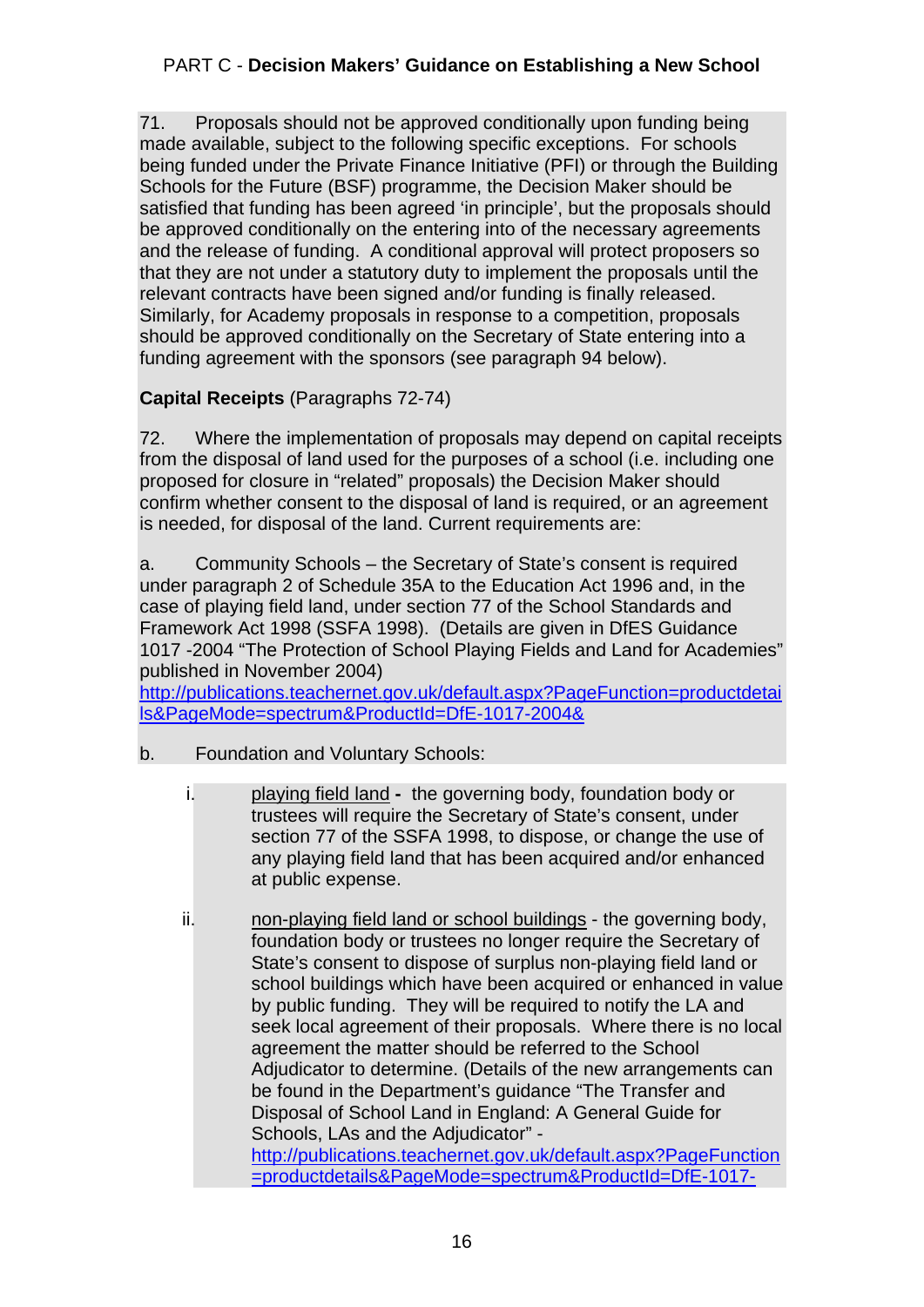71. Proposals should not be approved conditionally upon funding being made available, subject to the following specific exceptions. For schools being funded under the Private Finance Initiative (PFI) or through the Building Schools for the Future (BSF) programme, the Decision Maker should be satisfied that funding has been agreed 'in principle', but the proposals should be approved conditionally on the entering into of the necessary agreements and the release of funding. A conditional approval will protect proposers so that they are not under a statutory duty to implement the proposals until the relevant contracts have been signed and/or funding is finally released. Similarly, for Academy proposals in response to a competition, proposals should be approved conditionally on the Secretary of State entering into a funding agreement with the sponsors (see paragraph 94 below).

**Capital Receipts** (Paragraphs 72-74)

72. Where the implementation of proposals may depend on capital receipts from the disposal of land used for the purposes of a school (i.e. including one proposed for closure in "related" proposals) the Decision Maker should confirm whether consent to the disposal of land is required, or an agreement is needed, for disposal of the land. Current requirements are:

a. Community Schools – the Secretary of State's consent is required under paragraph 2 of Schedule 35A to the Education Act 1996 and, in the case of playing field land, under section 77 of the School Standards and Framework Act 1998 (SSFA 1998). (Details are given in DfES Guidance 1017 -2004 "The Protection of School Playing Fields and Land for Academies" published in November 2004) http://publications.teachernet.gov.uk/default.aspx?PageFunction=productdetails&PageMode=spectrum&ProductId=DfE-1017-2004&

b. Foundation and Voluntary Schools:

i. playing field land **-** the governing body, foundation body or trustees will require the Secretary of State's consent, under section 77 of the SSFA 1998, to dispose, or change the use of any playing field land that has been acquired and/or enhanced at public expense.

ii. non-playing field land or school buildings - the governing body, foundation body or trustees no longer require the Secretary of State's consent to dispose of surplus non-playing field land or school buildings which have been acquired or enhanced in value by public funding. They will be required to notify the LA and seek local agreement of their proposals. Where there is no local agreement the matter should be referred to the School Adjudicator to determine. (Details of the new arrangements can be found in the Department's guidance "The Transfer and Disposal of School Land in England: A General Guide for Schools, LAs and the Adjudicator" - http://publications.teachernet.gov.uk/default.aspx?PageFunction=productdetails&PageMode=spectrum&ProductId=DfE-1017-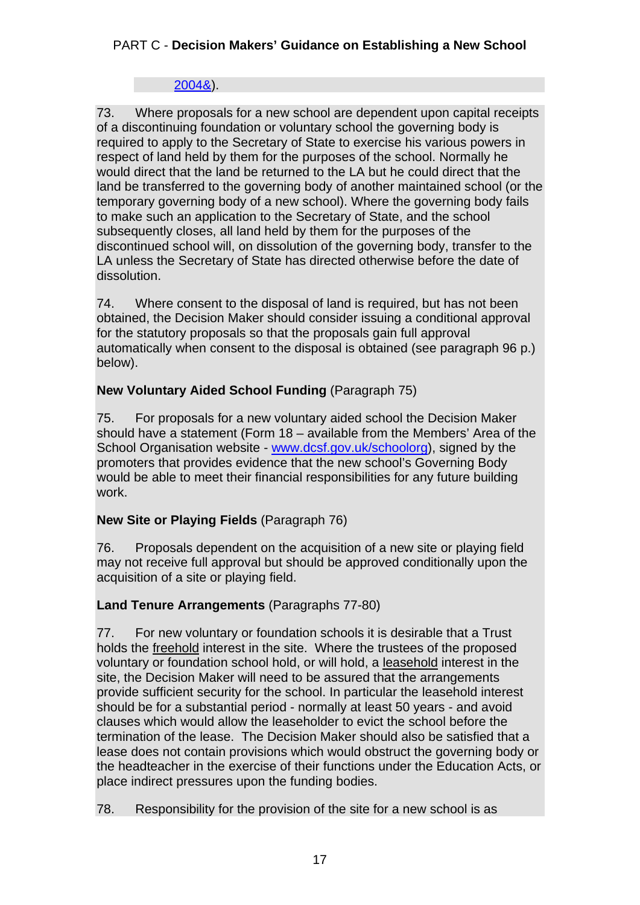2004&).

73. Where proposals for a new school are dependent upon capital receipts of a discontinuing foundation or voluntary school the governing body is required to apply to the Secretary of State to exercise his various powers in respect of land held by them for the purposes of the school. Normally he would direct that the land be returned to the LA but he could direct that the land be transferred to the governing body of another maintained school (or the temporary governing body of a new school). Where the governing body fails to make such an application to the Secretary of State, and the school subsequently closes, all land held by them for the purposes of the discontinued school will, on dissolution of the governing body, transfer to the LA unless the Secretary of State has directed otherwise before the date of dissolution.

74. Where consent to the disposal of land is required, but has not been obtained, the Decision Maker should consider issuing a conditional approval for the statutory proposals so that the proposals gain full approval automatically when consent to the disposal is obtained (see paragraph 96 p.) below).

**New Voluntary Aided School Funding** (Paragraph 75)

75. For proposals for a new voluntary aided school the Decision Maker should have a statement (Form 18 – available from the Members' Area of the School Organisation website - www.dcsf.gov.uk/schoolorg), signed by the promoters that provides evidence that the new school's Governing Body would be able to meet their financial responsibilities for any future building work.

**New Site or Playing Fields** (Paragraph 76)

76. Proposals dependent on the acquisition of a new site or playing field may not receive full approval but should be approved conditionally upon the acquisition of a site or playing field.

**Land Tenure Arrangements** (Paragraphs 77-80)

77. For new voluntary or foundation schools it is desirable that a Trust holds the freehold interest in the site. Where the trustees of the proposed voluntary or foundation school hold, or will hold, a leasehold interest in the site, the Decision Maker will need to be assured that the arrangements provide sufficient security for the school. In particular the leasehold interest should be for a substantial period - normally at least 50 years - and avoid clauses which would allow the leaseholder to evict the school before the termination of the lease. The Decision Maker should also be satisfied that a lease does not contain provisions which would obstruct the governing body or the headteacher in the exercise of their functions under the Education Acts, or place indirect pressures upon the funding bodies.

78. Responsibility for the provision of the site for a new school is as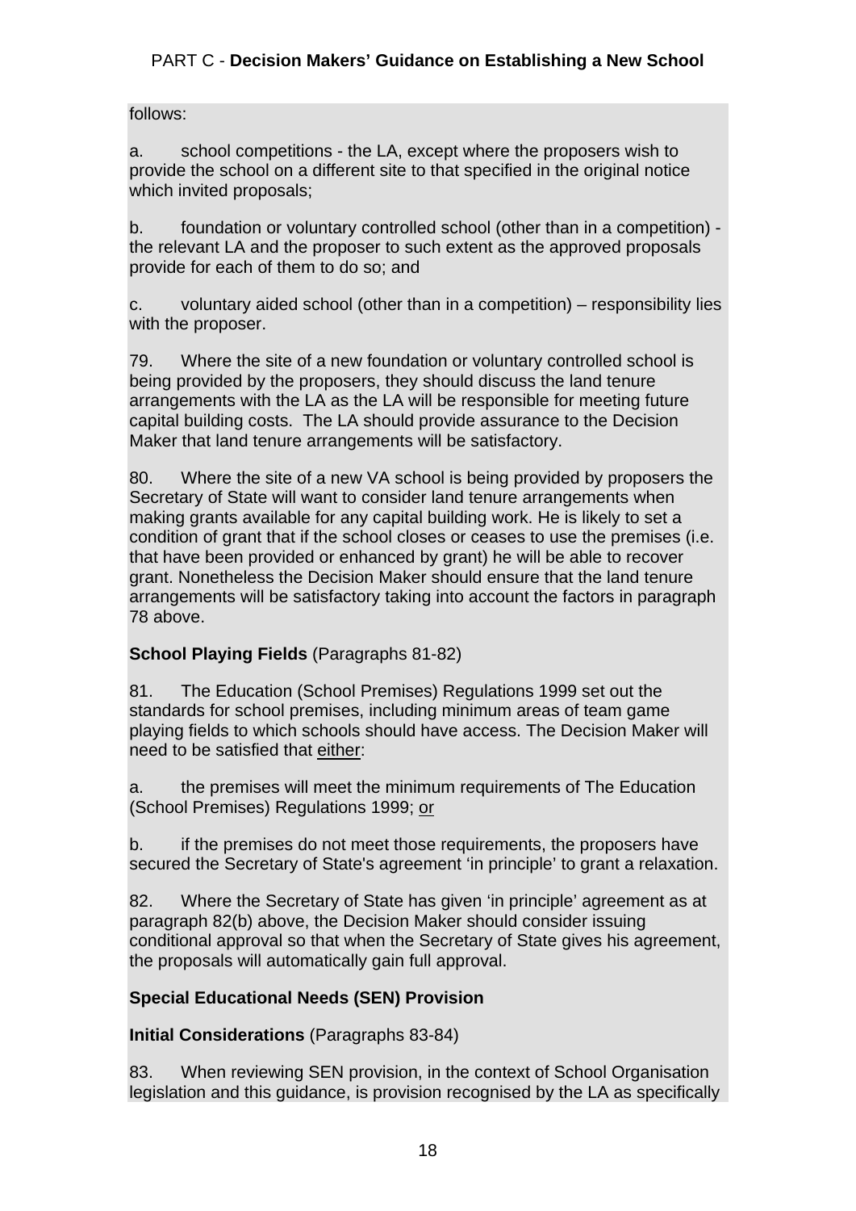follows:

a. school competitions - the LA, except where the proposers wish to provide the school on a different site to that specified in the original notice which invited proposals;

b. foundation or voluntary controlled school (other than in a competition) - the relevant LA and the proposer to such extent as the approved proposals provide for each of them to do so; and

c. voluntary aided school (other than in a competition) – responsibility lies with the proposer.

79. Where the site of a new foundation or voluntary controlled school is being provided by the proposers, they should discuss the land tenure arrangements with the LA as the LA will be responsible for meeting future capital building costs. The LA should provide assurance to the Decision Maker that land tenure arrangements will be satisfactory.

80. Where the site of a new VA school is being provided by proposers the Secretary of State will want to consider land tenure arrangements when making grants available for any capital building work. He is likely to set a condition of grant that if the school closes or ceases to use the premises (i.e. that have been provided or enhanced by grant) he will be able to recover grant. Nonetheless the Decision Maker should ensure that the land tenure arrangements will be satisfactory taking into account the factors in paragraph 78 above.

**School Playing Fields** (Paragraphs 81-82)

81. The Education (School Premises) Regulations 1999 set out the standards for school premises, including minimum areas of team game playing fields to which schools should have access. The Decision Maker will need to be satisfied that either:

a. the premises will meet the minimum requirements of The Education (School Premises) Regulations 1999; or

b. if the premises do not meet those requirements, the proposers have secured the Secretary of State's agreement 'in principle' to grant a relaxation.

82. Where the Secretary of State has given 'in principle' agreement as at paragraph 82(b) above, the Decision Maker should consider issuing conditional approval so that when the Secretary of State gives his agreement, the proposals will automatically gain full approval.

**Special Educational Needs (SEN) Provision**

**Initial Considerations** (Paragraphs 83-84)

83. When reviewing SEN provision, in the context of School Organisation legislation and this guidance, is provision recognised by the LA as specifically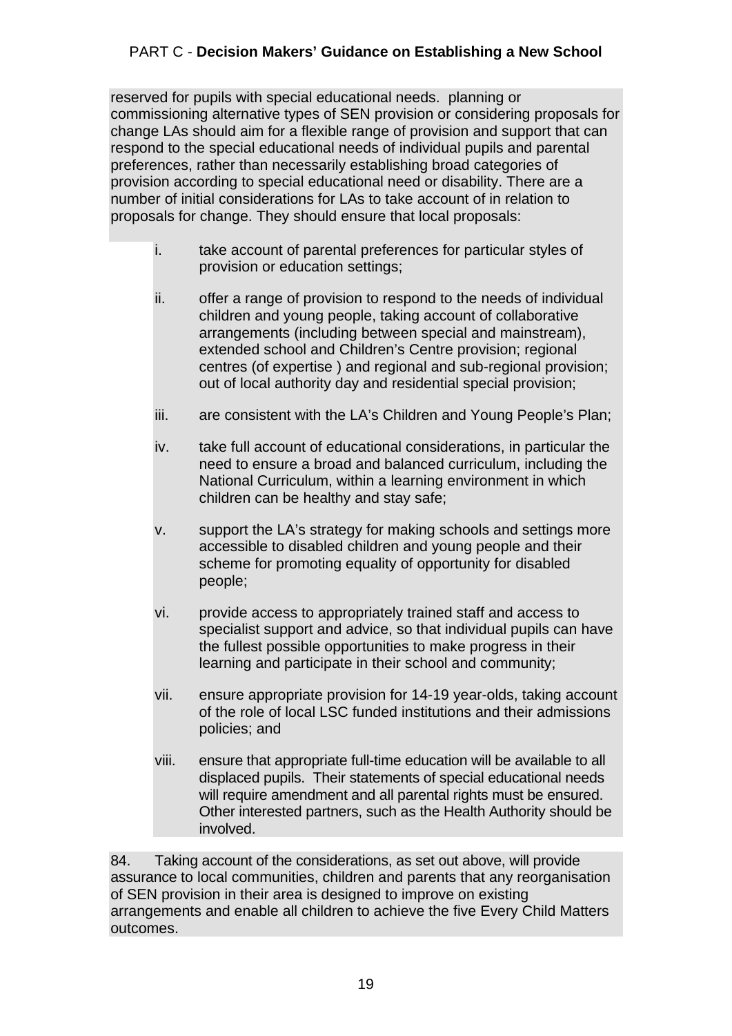reserved for pupils with special educational needs. planning or commissioning alternative types of SEN provision or considering proposals for change LAs should aim for a flexible range of provision and support that can respond to the special educational needs of individual pupils and parental preferences, rather than necessarily establishing broad categories of provision according to special educational need or disability. There are a number of initial considerations for LAs to take account of in relation to proposals for change. They should ensure that local proposals:

i. take account of parental preferences for particular styles of provision or education settings;

ii. offer a range of provision to respond to the needs of individual children and young people, taking account of collaborative arrangements (including between special and mainstream), extended school and Children's Centre provision; regional centres (of expertise ) and regional and sub-regional provision; out of local authority day and residential special provision;

iii. are consistent with the LA's Children and Young People's Plan;

iv. take full account of educational considerations, in particular the need to ensure a broad and balanced curriculum, including the National Curriculum, within a learning environment in which children can be healthy and stay safe;

v. support the LA's strategy for making schools and settings more accessible to disabled children and young people and their scheme for promoting equality of opportunity for disabled people;

vi. provide access to appropriately trained staff and access to specialist support and advice, so that individual pupils can have the fullest possible opportunities to make progress in their learning and participate in their school and community;

vii. ensure appropriate provision for 14-19 year-olds, taking account of the role of local LSC funded institutions and their admissions policies; and

viii. ensure that appropriate full-time education will be available to all displaced pupils. Their statements of special educational needs will require amendment and all parental rights must be ensured. Other interested partners, such as the Health Authority should be involved.

84. Taking account of the considerations, as set out above, will provide assurance to local communities, children and parents that any reorganisation of SEN provision in their area is designed to improve on existing arrangements and enable all children to achieve the five Every Child Matters outcomes.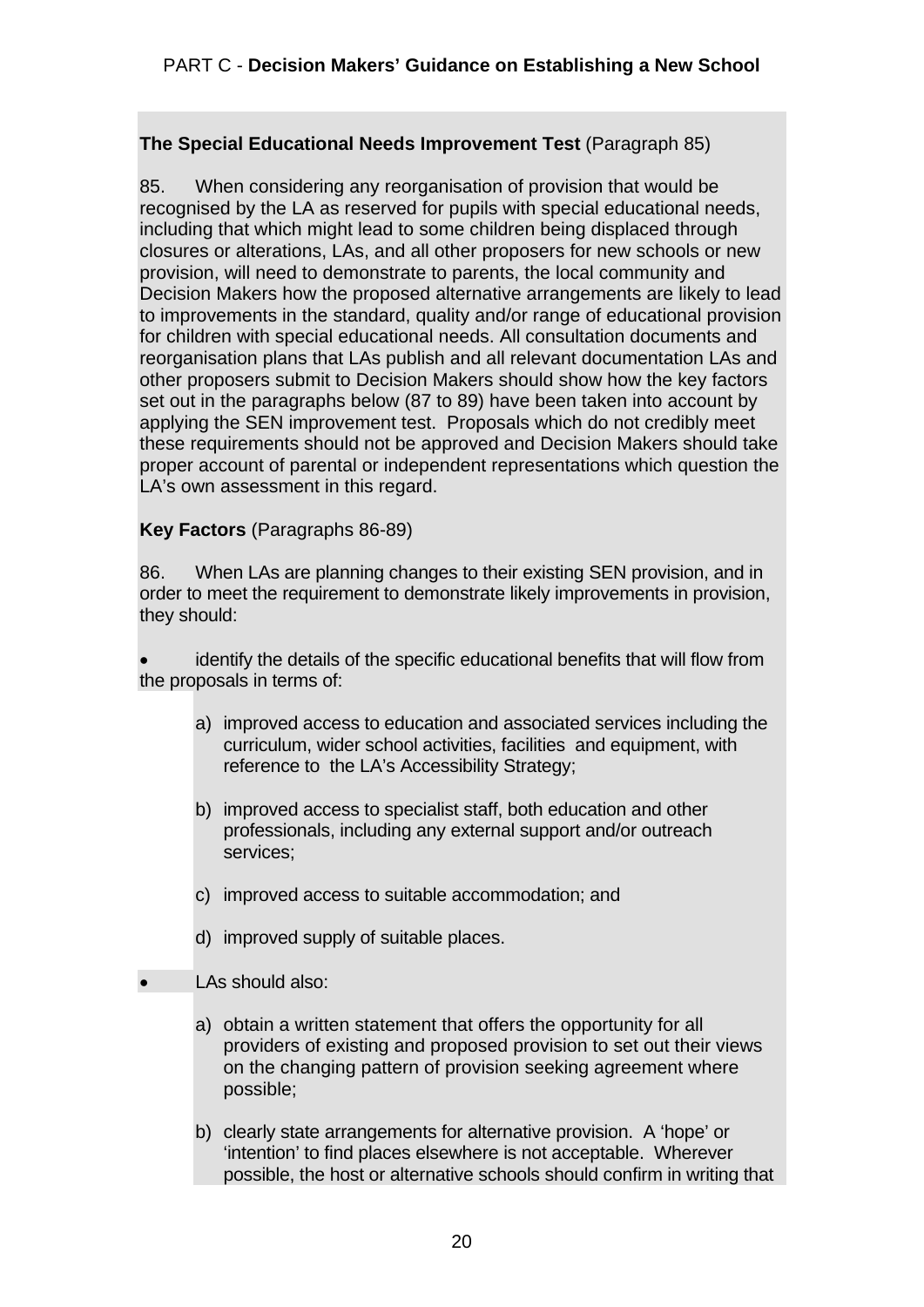**The Special Educational Needs Improvement Test** (Paragraph 85)

85. When considering any reorganisation of provision that would be recognised by the LA as reserved for pupils with special educational needs, including that which might lead to some children being displaced through closures or alterations, LAs, and all other proposers for new schools or new provision, will need to demonstrate to parents, the local community and Decision Makers how the proposed alternative arrangements are likely to lead to improvements in the standard, quality and/or range of educational provision for children with special educational needs. All consultation documents and reorganisation plans that LAs publish and all relevant documentation LAs and other proposers submit to Decision Makers should show how the key factors set out in the paragraphs below (87 to 89) have been taken into account by applying the SEN improvement test. Proposals which do not credibly meet these requirements should not be approved and Decision Makers should take proper account of parental or independent representations which question the LA's own assessment in this regard.

**Key Factors** (Paragraphs 86-89)

86. When LAs are planning changes to their existing SEN provision, and in order to meet the requirement to demonstrate likely improvements in provision, they should:

- identify the details of the specific educational benefits that will flow from the proposals in terms of:

  a) improved access to education and associated services including the curriculum, wider school activities, facilities and equipment, with reference to the LA's Accessibility Strategy;

  b) improved access to specialist staff, both education and other professionals, including any external support and/or outreach services;

  c) improved access to suitable accommodation; and

  d) improved supply of suitable places.

- LAs should also:

  a) obtain a written statement that offers the opportunity for all providers of existing and proposed provision to set out their views on the changing pattern of provision seeking agreement where possible;

  b) clearly state arrangements for alternative provision. A 'hope' or 'intention' to find places elsewhere is not acceptable. Wherever possible, the host or alternative schools should confirm in writing that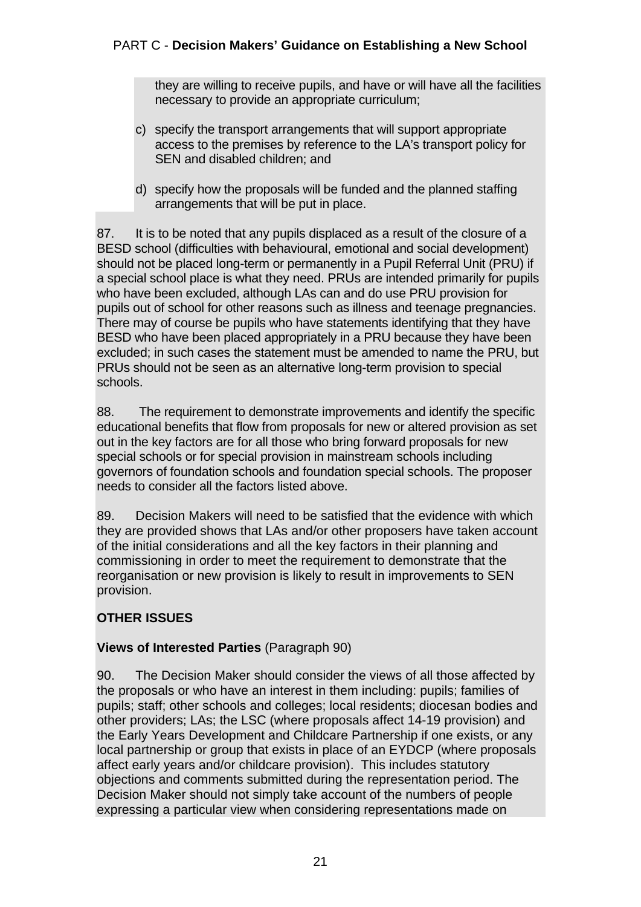they are willing to receive pupils, and have or will have all the facilities necessary to provide an appropriate curriculum;

c) specify the transport arrangements that will support appropriate access to the premises by reference to the LA's transport policy for SEN and disabled children; and

d) specify how the proposals will be funded and the planned staffing arrangements that will be put in place.

87. It is to be noted that any pupils displaced as a result of the closure of a BESD school (difficulties with behavioural, emotional and social development) should not be placed long-term or permanently in a Pupil Referral Unit (PRU) if a special school place is what they need. PRUs are intended primarily for pupils who have been excluded, although LAs can and do use PRU provision for pupils out of school for other reasons such as illness and teenage pregnancies. There may of course be pupils who have statements identifying that they have BESD who have been placed appropriately in a PRU because they have been excluded; in such cases the statement must be amended to name the PRU, but PRUs should not be seen as an alternative long-term provision to special schools.

88. The requirement to demonstrate improvements and identify the specific educational benefits that flow from proposals for new or altered provision as set out in the key factors are for all those who bring forward proposals for new special schools or for special provision in mainstream schools including governors of foundation schools and foundation special schools. The proposer needs to consider all the factors listed above.

89. Decision Makers will need to be satisfied that the evidence with which they are provided shows that LAs and/or other proposers have taken account of the initial considerations and all the key factors in their planning and commissioning in order to meet the requirement to demonstrate that the reorganisation or new provision is likely to result in improvements to SEN provision.

**OTHER ISSUES**

**Views of Interested Parties** (Paragraph 90)

90. The Decision Maker should consider the views of all those affected by the proposals or who have an interest in them including: pupils; families of pupils; staff; other schools and colleges; local residents; diocesan bodies and other providers; LAs; the LSC (where proposals affect 14-19 provision) and the Early Years Development and Childcare Partnership if one exists, or any local partnership or group that exists in place of an EYDCP (where proposals affect early years and/or childcare provision). This includes statutory objections and comments submitted during the representation period. The Decision Maker should not simply take account of the numbers of people expressing a particular view when considering representations made on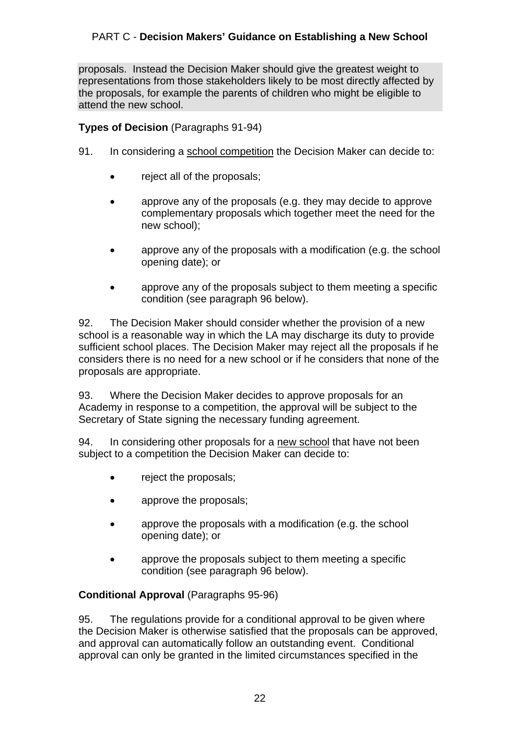proposals. Instead the Decision Maker should give the greatest weight to representations from those stakeholders likely to be most directly affected by the proposals, for example the parents of children who might be eligible to attend the new school.

**Types of Decision** (Paragraphs 91-94)

91. In considering a school competition the Decision Maker can decide to:

- reject all of the proposals;
- approve any of the proposals (e.g. they may decide to approve complementary proposals which together meet the need for the new school);
- approve any of the proposals with a modification (e.g. the school opening date); or
- approve any of the proposals subject to them meeting a specific condition (see paragraph 96 below).

92. The Decision Maker should consider whether the provision of a new school is a reasonable way in which the LA may discharge its duty to provide sufficient school places. The Decision Maker may reject all the proposals if he considers there is no need for a new school or if he considers that none of the proposals are appropriate.

93. Where the Decision Maker decides to approve proposals for an Academy in response to a competition, the approval will be subject to the Secretary of State signing the necessary funding agreement.

94. In considering other proposals for a new school that have not been subject to a competition the Decision Maker can decide to:

- reject the proposals;
- approve the proposals;
- approve the proposals with a modification (e.g. the school opening date); or
- approve the proposals subject to them meeting a specific condition (see paragraph 96 below).

**Conditional Approval** (Paragraphs 95-96)

95. The regulations provide for a conditional approval to be given where the Decision Maker is otherwise satisfied that the proposals can be approved, and approval can automatically follow an outstanding event. Conditional approval can only be granted in the limited circumstances specified in the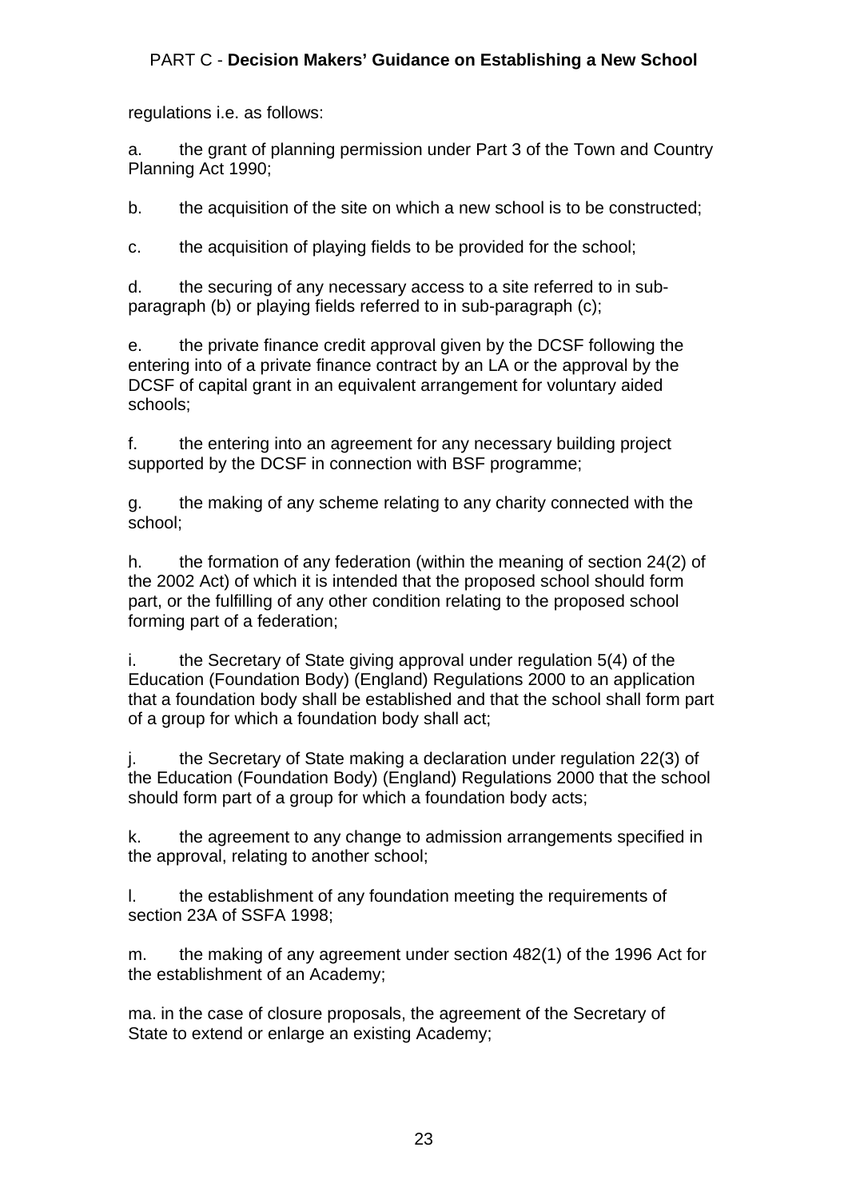regulations i.e. as follows:

a. the grant of planning permission under Part 3 of the Town and Country Planning Act 1990;

b. the acquisition of the site on which a new school is to be constructed;

c. the acquisition of playing fields to be provided for the school;

d. the securing of any necessary access to a site referred to in sub-paragraph (b) or playing fields referred to in sub-paragraph (c);

e. the private finance credit approval given by the DCSF following the entering into of a private finance contract by an LA or the approval by the DCSF of capital grant in an equivalent arrangement for voluntary aided schools;

f. the entering into an agreement for any necessary building project supported by the DCSF in connection with BSF programme;

g. the making of any scheme relating to any charity connected with the school;

h. the formation of any federation (within the meaning of section 24(2) of the 2002 Act) of which it is intended that the proposed school should form part, or the fulfilling of any other condition relating to the proposed school forming part of a federation;

i. the Secretary of State giving approval under regulation 5(4) of the Education (Foundation Body) (England) Regulations 2000 to an application that a foundation body shall be established and that the school shall form part of a group for which a foundation body shall act;

j. the Secretary of State making a declaration under regulation 22(3) of the Education (Foundation Body) (England) Regulations 2000 that the school should form part of a group for which a foundation body acts;

k. the agreement to any change to admission arrangements specified in the approval, relating to another school;

l. the establishment of any foundation meeting the requirements of section 23A of SSFA 1998;

m. the making of any agreement under section 482(1) of the 1996 Act for the establishment of an Academy;

ma. in the case of closure proposals, the agreement of the Secretary of State to extend or enlarge an existing Academy;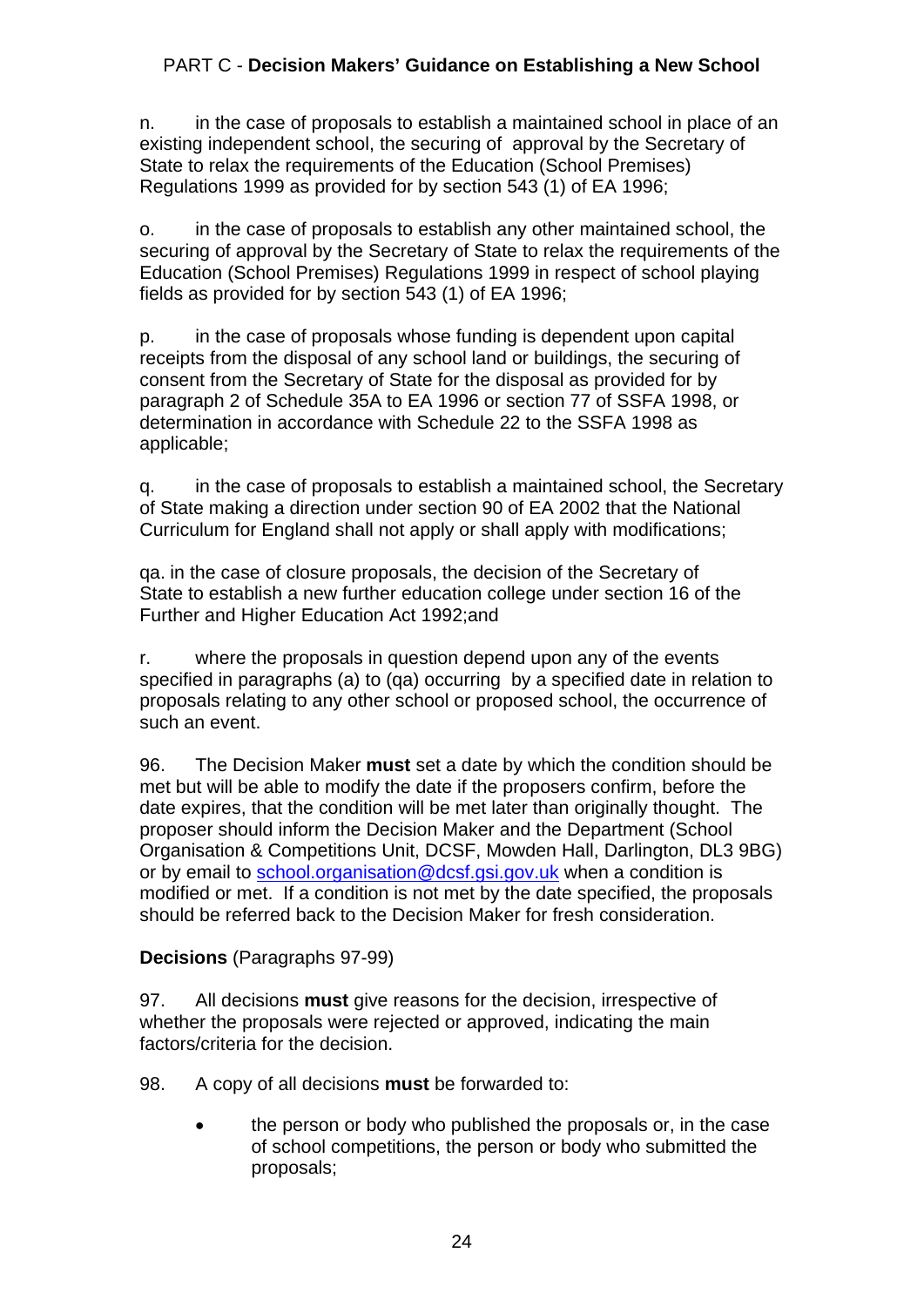n. in the case of proposals to establish a maintained school in place of an existing independent school, the securing of approval by the Secretary of State to relax the requirements of the Education (School Premises) Regulations 1999 as provided for by section 543 (1) of EA 1996;

o. in the case of proposals to establish any other maintained school, the securing of approval by the Secretary of State to relax the requirements of the Education (School Premises) Regulations 1999 in respect of school playing fields as provided for by section 543 (1) of EA 1996;

p. in the case of proposals whose funding is dependent upon capital receipts from the disposal of any school land or buildings, the securing of consent from the Secretary of State for the disposal as provided for by paragraph 2 of Schedule 35A to EA 1996 or section 77 of SSFA 1998, or determination in accordance with Schedule 22 to the SSFA 1998 as applicable;

q. in the case of proposals to establish a maintained school, the Secretary of State making a direction under section 90 of EA 2002 that the National Curriculum for England shall not apply or shall apply with modifications;

qa. in the case of closure proposals, the decision of the Secretary of State to establish a new further education college under section 16 of the Further and Higher Education Act 1992;and

r. where the proposals in question depend upon any of the events specified in paragraphs (a) to (qa) occurring by a specified date in relation to proposals relating to any other school or proposed school, the occurrence of such an event.

96. The Decision Maker **must** set a date by which the condition should be met but will be able to modify the date if the proposers confirm, before the date expires, that the condition will be met later than originally thought. The proposer should inform the Decision Maker and the Department (School Organisation & Competitions Unit, DCSF, Mowden Hall, Darlington, DL3 9BG) or by email to school.organisation@dcsf.gsi.gov.uk when a condition is modified or met. If a condition is not met by the date specified, the proposals should be referred back to the Decision Maker for fresh consideration.

**Decisions** (Paragraphs 97-99)

97. All decisions **must** give reasons for the decision, irrespective of whether the proposals were rejected or approved, indicating the main factors/criteria for the decision.

98. A copy of all decisions **must** be forwarded to:

- the person or body who published the proposals or, in the case of school competitions, the person or body who submitted the proposals;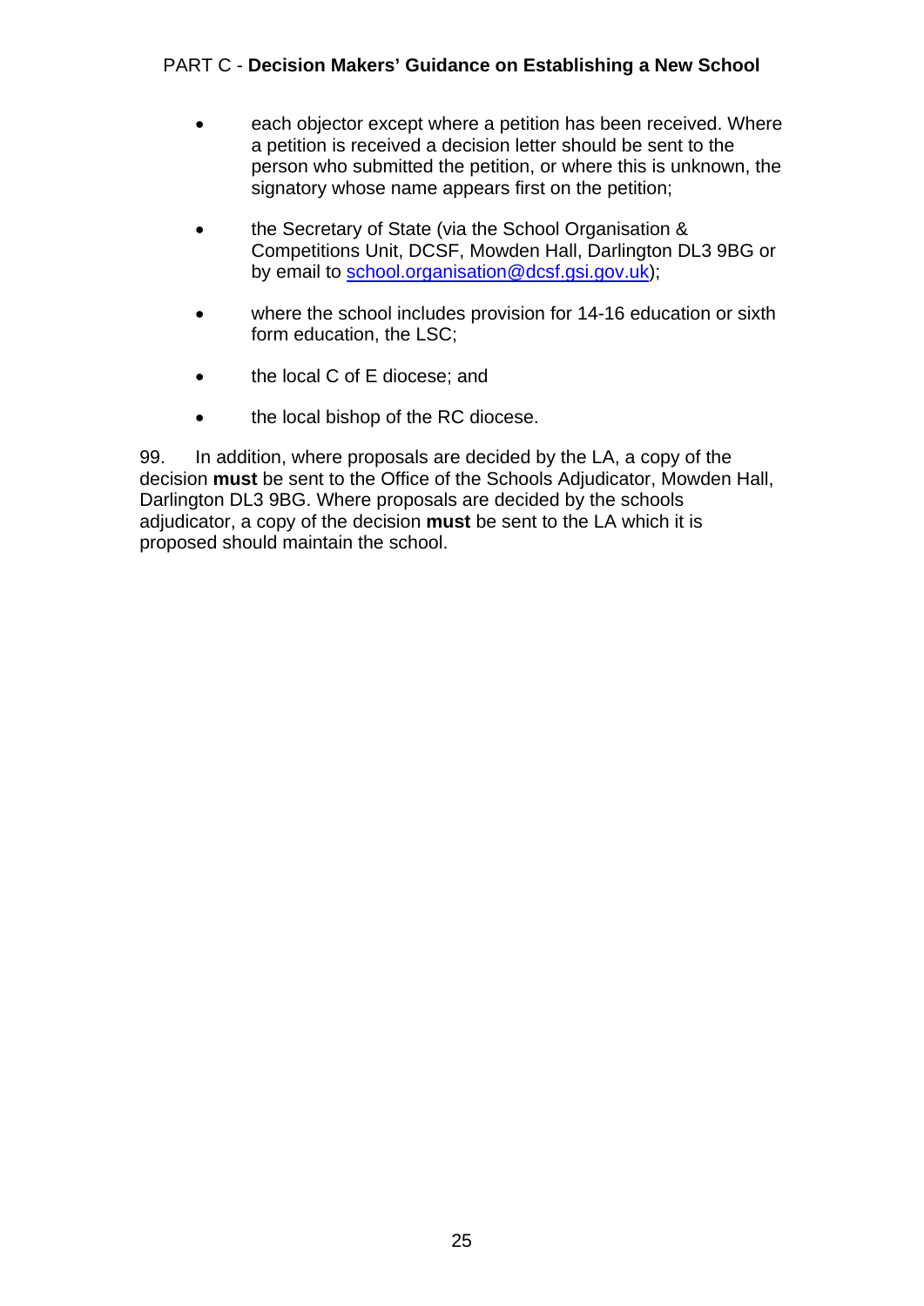- each objector except where a petition has been received. Where a petition is received a decision letter should be sent to the person who submitted the petition, or where this is unknown, the signatory whose name appears first on the petition;
- the Secretary of State (via the School Organisation & Competitions Unit, DCSF, Mowden Hall, Darlington DL3 9BG or by email to school.organisation@dcsf.gsi.gov.uk);
- where the school includes provision for 14-16 education or sixth form education, the LSC;
- the local C of E diocese; and
- the local bishop of the RC diocese.

99. In addition, where proposals are decided by the LA, a copy of the decision **must** be sent to the Office of the Schools Adjudicator, Mowden Hall, Darlington DL3 9BG. Where proposals are decided by the schools adjudicator, a copy of the decision **must** be sent to the LA which it is proposed should maintain the school.